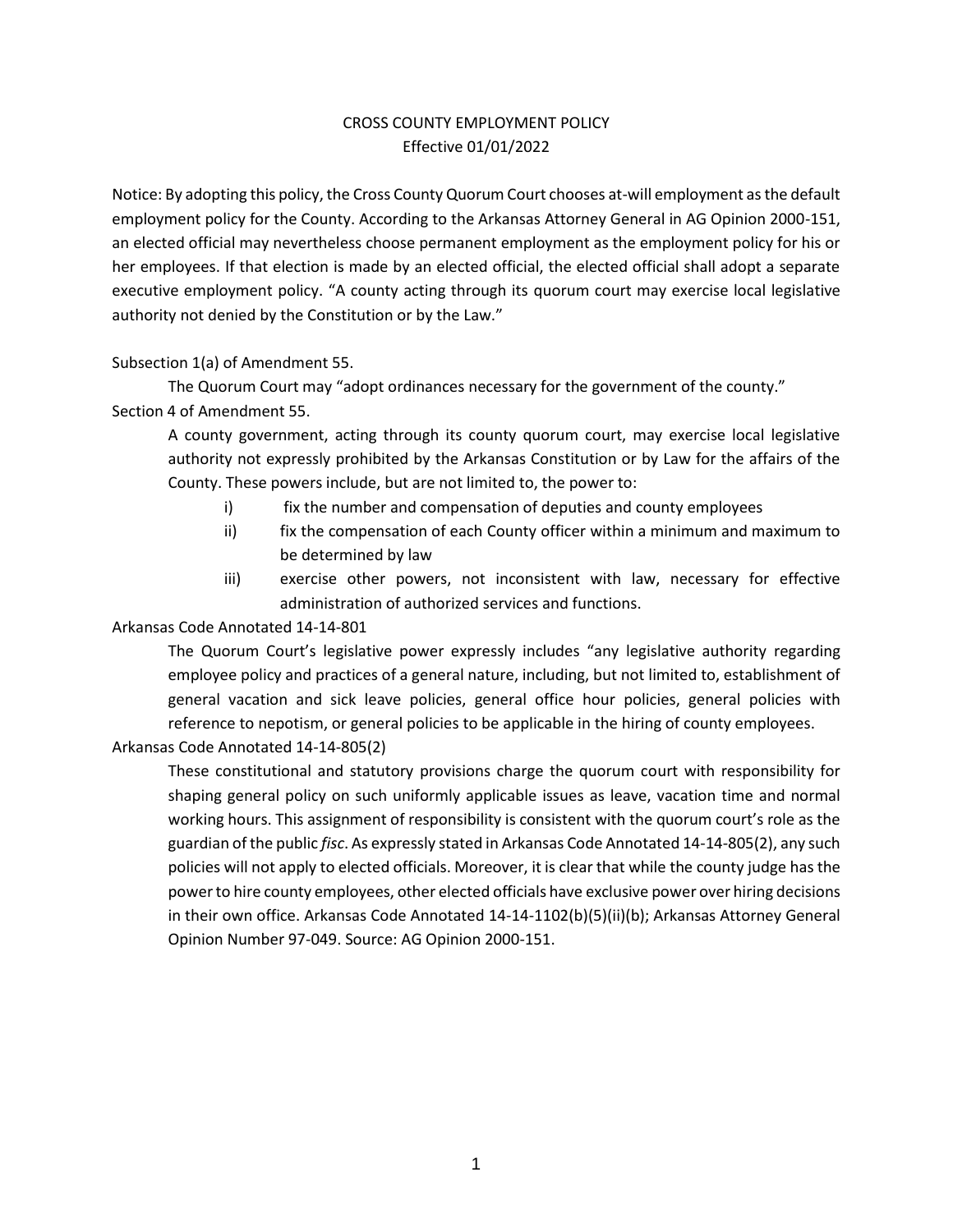# CROSS COUNTY EMPLOYMENT POLICY

Effective 01/01/2022

Notice: By adopting this policy, the Cross County Quorum Court chooses at-will employment as the default employment policy for the County. According to the Arkansas Attorney General in AG Opinion 2000-151, an elected official may nevertheless choose permanent employment as the employment policy for his or her employees. If that election is made by an elected official, the elected official shall adopt a separate executive employment policy. "A county acting through its quorum court may exercise local legislative authority not denied by the Constitution or by the Law."

Subsection 1(a) of Amendment 55.

> The Quorum Court may "adopt ordinances necessary for the government of the county."

Section 4 of Amendment 55.

> A county government, acting through its county quorum court, may exercise local legislative authority not expressly prohibited by the Arkansas Constitution or by Law for the affairs of the County. These powers include, but are not limited to, the power to:
>
> i) fix the number and compensation of deputies and county employees
>
> ii) fix the compensation of each County officer within a minimum and maximum to be determined by law
>
> iii) exercise other powers, not inconsistent with law, necessary for effective administration of authorized services and functions.

Arkansas Code Annotated 14-14-801

> The Quorum Court's legislative power expressly includes "any legislative authority regarding employee policy and practices of a general nature, including, but not limited to, establishment of general vacation and sick leave policies, general office hour policies, general policies with reference to nepotism, or general policies to be applicable in the hiring of county employees.

Arkansas Code Annotated 14-14-805(2)

> These constitutional and statutory provisions charge the quorum court with responsibility for shaping general policy on such uniformly applicable issues as leave, vacation time and normal working hours. This assignment of responsibility is consistent with the quorum court's role as the guardian of the public *fisc*. As expressly stated in Arkansas Code Annotated 14-14-805(2), any such policies will not apply to elected officials. Moreover, it is clear that while the county judge has the power to hire county employees, other elected officials have exclusive power over hiring decisions in their own office. Arkansas Code Annotated 14-14-1102(b)(5)(ii)(b); Arkansas Attorney General Opinion Number 97-049. Source: AG Opinion 2000-151.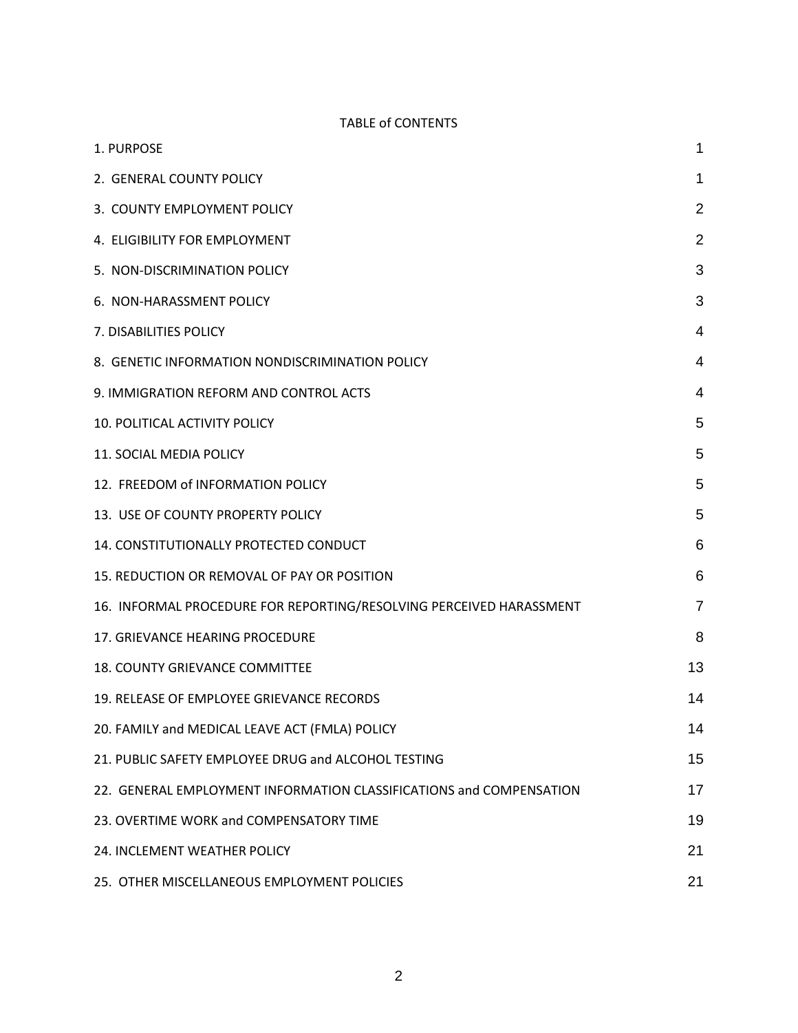TABLE of CONTENTS

| | |
|---|---|
| 1. PURPOSE | 1 |
| 2. GENERAL COUNTY POLICY | 1 |
| 3. COUNTY EMPLOYMENT POLICY | 2 |
| 4. ELIGIBILITY FOR EMPLOYMENT | 2 |
| 5. NON-DISCRIMINATION POLICY | 3 |
| 6. NON-HARASSMENT POLICY | 3 |
| 7. DISABILITIES POLICY | 4 |
| 8. GENETIC INFORMATION NONDISCRIMINATION POLICY | 4 |
| 9. IMMIGRATION REFORM AND CONTROL ACTS | 4 |
| 10. POLITICAL ACTIVITY POLICY | 5 |
| 11. SOCIAL MEDIA POLICY | 5 |
| 12. FREEDOM of INFORMATION POLICY | 5 |
| 13. USE OF COUNTY PROPERTY POLICY | 5 |
| 14. CONSTITUTIONALLY PROTECTED CONDUCT | 6 |
| 15. REDUCTION OR REMOVAL OF PAY OR POSITION | 6 |
| 16. INFORMAL PROCEDURE FOR REPORTING/RESOLVING PERCEIVED HARASSMENT | 7 |
| 17. GRIEVANCE HEARING PROCEDURE | 8 |
| 18. COUNTY GRIEVANCE COMMITTEE | 13 |
| 19. RELEASE OF EMPLOYEE GRIEVANCE RECORDS | 14 |
| 20. FAMILY and MEDICAL LEAVE ACT (FMLA) POLICY | 14 |
| 21. PUBLIC SAFETY EMPLOYEE DRUG and ALCOHOL TESTING | 15 |
| 22. GENERAL EMPLOYMENT INFORMATION CLASSIFICATIONS and COMPENSATION | 17 |
| 23. OVERTIME WORK and COMPENSATORY TIME | 19 |
| 24. INCLEMENT WEATHER POLICY | 21 |
| 25. OTHER MISCELLANEOUS EMPLOYMENT POLICIES | 21 |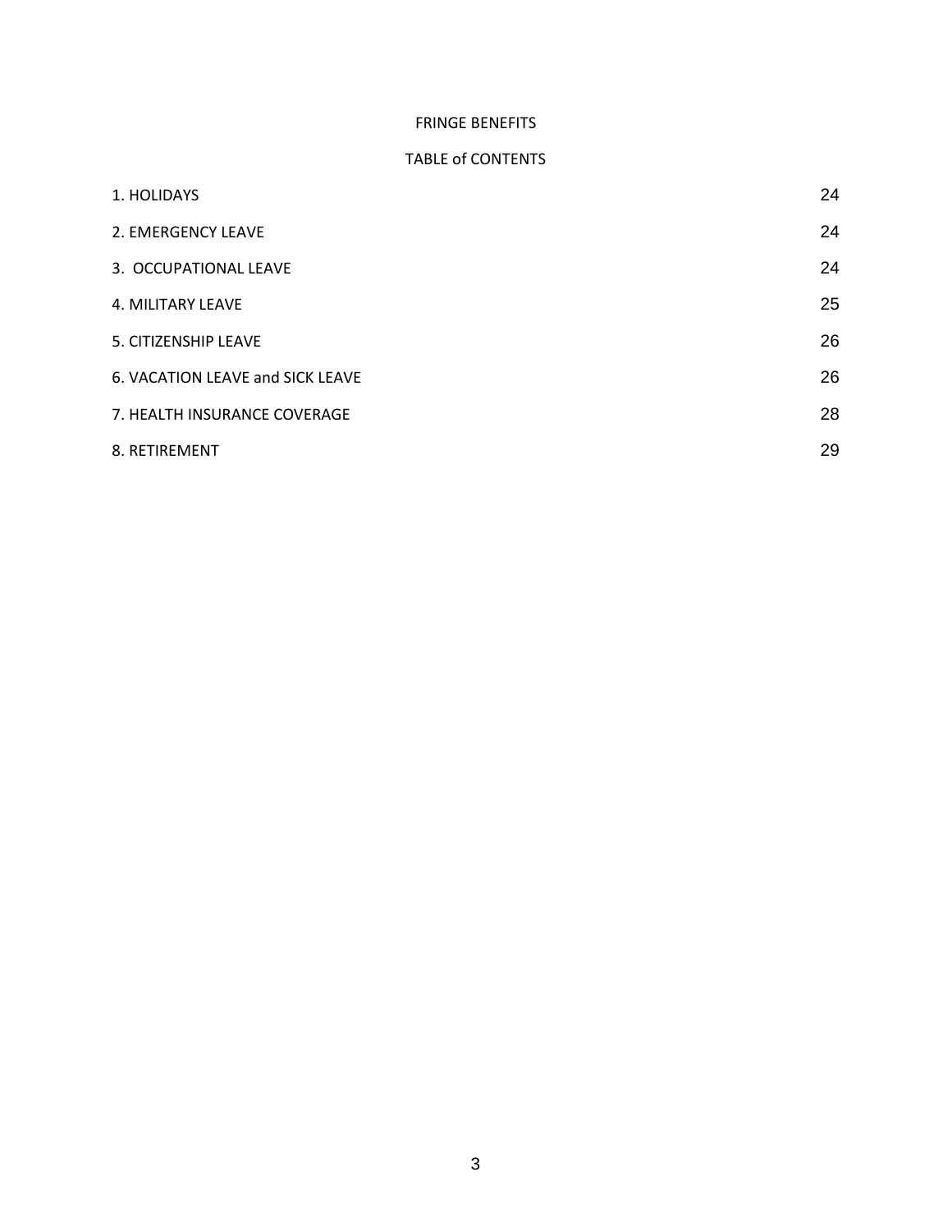# FRINGE BENEFITS

## TABLE of CONTENTS

| | |
|---|---|
| 1. HOLIDAYS | 24 |
| 2. EMERGENCY LEAVE | 24 |
| 3. OCCUPATIONAL LEAVE | 24 |
| 4. MILITARY LEAVE | 25 |
| 5. CITIZENSHIP LEAVE | 26 |
| 6. VACATION LEAVE and SICK LEAVE | 26 |
| 7. HEALTH INSURANCE COVERAGE | 28 |
| 8. RETIREMENT | 29 |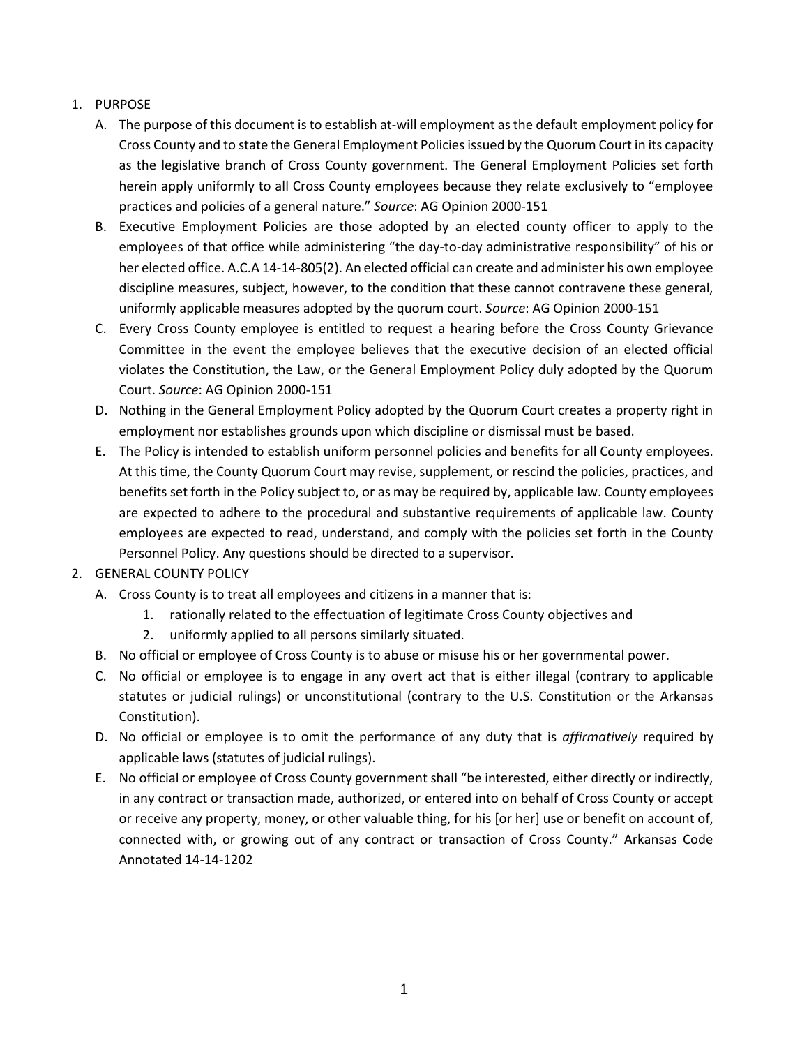1. PURPOSE
   A. The purpose of this document is to establish at-will employment as the default employment policy for Cross County and to state the General Employment Policies issued by the Quorum Court in its capacity as the legislative branch of Cross County government. The General Employment Policies set forth herein apply uniformly to all Cross County employees because they relate exclusively to "employee practices and policies of a general nature." *Source*: AG Opinion 2000-151
   B. Executive Employment Policies are those adopted by an elected county officer to apply to the employees of that office while administering "the day-to-day administrative responsibility" of his or her elected office. A.C.A 14-14-805(2). An elected official can create and administer his own employee discipline measures, subject, however, to the condition that these cannot contravene these general, uniformly applicable measures adopted by the quorum court. *Source*: AG Opinion 2000-151
   C. Every Cross County employee is entitled to request a hearing before the Cross County Grievance Committee in the event the employee believes that the executive decision of an elected official violates the Constitution, the Law, or the General Employment Policy duly adopted by the Quorum Court. *Source*: AG Opinion 2000-151
   D. Nothing in the General Employment Policy adopted by the Quorum Court creates a property right in employment nor establishes grounds upon which discipline or dismissal must be based.
   E. The Policy is intended to establish uniform personnel policies and benefits for all County employees. At this time, the County Quorum Court may revise, supplement, or rescind the policies, practices, and benefits set forth in the Policy subject to, or as may be required by, applicable law. County employees are expected to adhere to the procedural and substantive requirements of applicable law. County employees are expected to read, understand, and comply with the policies set forth in the County Personnel Policy. Any questions should be directed to a supervisor.
2. GENERAL COUNTY POLICY
   A. Cross County is to treat all employees and citizens in a manner that is:
      1. rationally related to the effectuation of legitimate Cross County objectives and
      2. uniformly applied to all persons similarly situated.
   B. No official or employee of Cross County is to abuse or misuse his or her governmental power.
   C. No official or employee is to engage in any overt act that is either illegal (contrary to applicable statutes or judicial rulings) or unconstitutional (contrary to the U.S. Constitution or the Arkansas Constitution).
   D. No official or employee is to omit the performance of any duty that is *affirmatively* required by applicable laws (statutes of judicial rulings).
   E. No official or employee of Cross County government shall "be interested, either directly or indirectly, in any contract or transaction made, authorized, or entered into on behalf of Cross County or accept or receive any property, money, or other valuable thing, for his [or her] use or benefit on account of, connected with, or growing out of any contract or transaction of Cross County." Arkansas Code Annotated 14-14-1202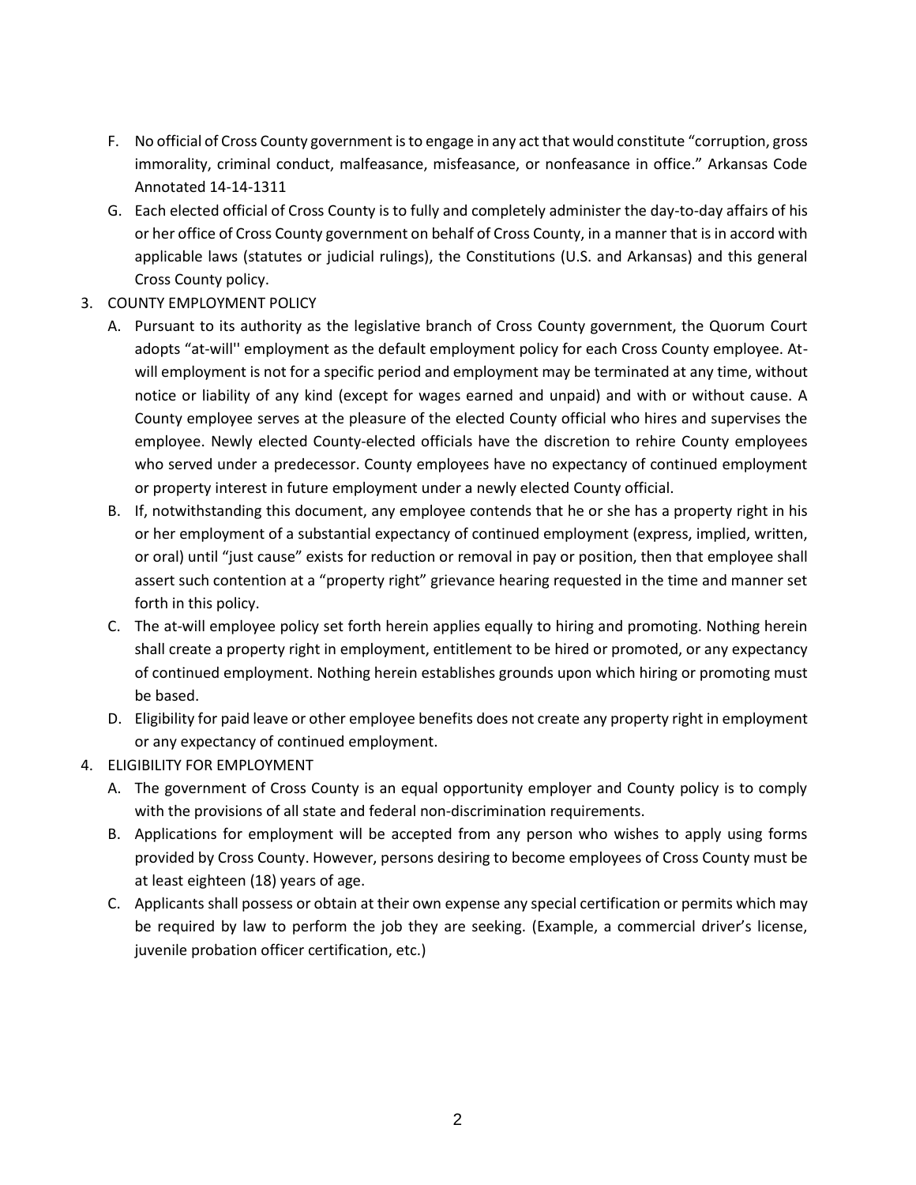F. No official of Cross County government is to engage in any act that would constitute "corruption, gross immorality, criminal conduct, malfeasance, misfeasance, or nonfeasance in office." Arkansas Code Annotated 14-14-1311

G. Each elected official of Cross County is to fully and completely administer the day-to-day affairs of his or her office of Cross County government on behalf of Cross County, in a manner that is in accord with applicable laws (statutes or judicial rulings), the Constitutions (U.S. and Arkansas) and this general Cross County policy.

3. COUNTY EMPLOYMENT POLICY

   A. Pursuant to its authority as the legislative branch of Cross County government, the Quorum Court adopts "at-will'' employment as the default employment policy for each Cross County employee. At-will employment is not for a specific period and employment may be terminated at any time, without notice or liability of any kind (except for wages earned and unpaid) and with or without cause. A County employee serves at the pleasure of the elected County official who hires and supervises the employee. Newly elected County-elected officials have the discretion to rehire County employees who served under a predecessor. County employees have no expectancy of continued employment or property interest in future employment under a newly elected County official.

   B. If, notwithstanding this document, any employee contends that he or she has a property right in his or her employment of a substantial expectancy of continued employment (express, implied, written, or oral) until "just cause" exists for reduction or removal in pay or position, then that employee shall assert such contention at a "property right" grievance hearing requested in the time and manner set forth in this policy.

   C. The at-will employee policy set forth herein applies equally to hiring and promoting. Nothing herein shall create a property right in employment, entitlement to be hired or promoted, or any expectancy of continued employment. Nothing herein establishes grounds upon which hiring or promoting must be based.

   D. Eligibility for paid leave or other employee benefits does not create any property right in employment or any expectancy of continued employment.

4. ELIGIBILITY FOR EMPLOYMENT

   A. The government of Cross County is an equal opportunity employer and County policy is to comply with the provisions of all state and federal non-discrimination requirements.

   B. Applications for employment will be accepted from any person who wishes to apply using forms provided by Cross County. However, persons desiring to become employees of Cross County must be at least eighteen (18) years of age.

   C. Applicants shall possess or obtain at their own expense any special certification or permits which may be required by law to perform the job they are seeking. (Example, a commercial driver's license, juvenile probation officer certification, etc.)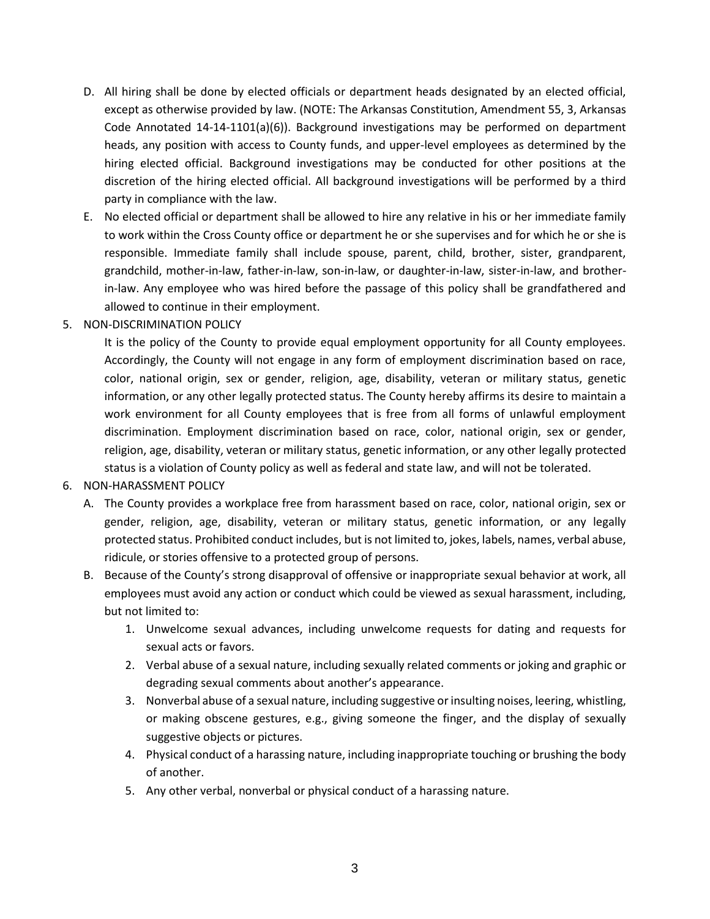D. All hiring shall be done by elected officials or department heads designated by an elected official, except as otherwise provided by law. (NOTE: The Arkansas Constitution, Amendment 55, 3, Arkansas Code Annotated 14-14-1101(a)(6)). Background investigations may be performed on department heads, any position with access to County funds, and upper-level employees as determined by the hiring elected official. Background investigations may be conducted for other positions at the discretion of the hiring elected official. All background investigations will be performed by a third party in compliance with the law.

E. No elected official or department shall be allowed to hire any relative in his or her immediate family to work within the Cross County office or department he or she supervises and for which he or she is responsible. Immediate family shall include spouse, parent, child, brother, sister, grandparent, grandchild, mother-in-law, father-in-law, son-in-law, or daughter-in-law, sister-in-law, and brother-in-law. Any employee who was hired before the passage of this policy shall be grandfathered and allowed to continue in their employment.

5. NON-DISCRIMINATION POLICY

   It is the policy of the County to provide equal employment opportunity for all County employees. Accordingly, the County will not engage in any form of employment discrimination based on race, color, national origin, sex or gender, religion, age, disability, veteran or military status, genetic information, or any other legally protected status. The County hereby affirms its desire to maintain a work environment for all County employees that is free from all forms of unlawful employment discrimination. Employment discrimination based on race, color, national origin, sex or gender, religion, age, disability, veteran or military status, genetic information, or any other legally protected status is a violation of County policy as well as federal and state law, and will not be tolerated.

6. NON-HARASSMENT POLICY

   A. The County provides a workplace free from harassment based on race, color, national origin, sex or gender, religion, age, disability, veteran or military status, genetic information, or any legally protected status. Prohibited conduct includes, but is not limited to, jokes, labels, names, verbal abuse, ridicule, or stories offensive to a protected group of persons.

   B. Because of the County's strong disapproval of offensive or inappropriate sexual behavior at work, all employees must avoid any action or conduct which could be viewed as sexual harassment, including, but not limited to:

      1. Unwelcome sexual advances, including unwelcome requests for dating and requests for sexual acts or favors.
      2. Verbal abuse of a sexual nature, including sexually related comments or joking and graphic or degrading sexual comments about another's appearance.
      3. Nonverbal abuse of a sexual nature, including suggestive or insulting noises, leering, whistling, or making obscene gestures, e.g., giving someone the finger, and the display of sexually suggestive objects or pictures.
      4. Physical conduct of a harassing nature, including inappropriate touching or brushing the body of another.
      5. Any other verbal, nonverbal or physical conduct of a harassing nature.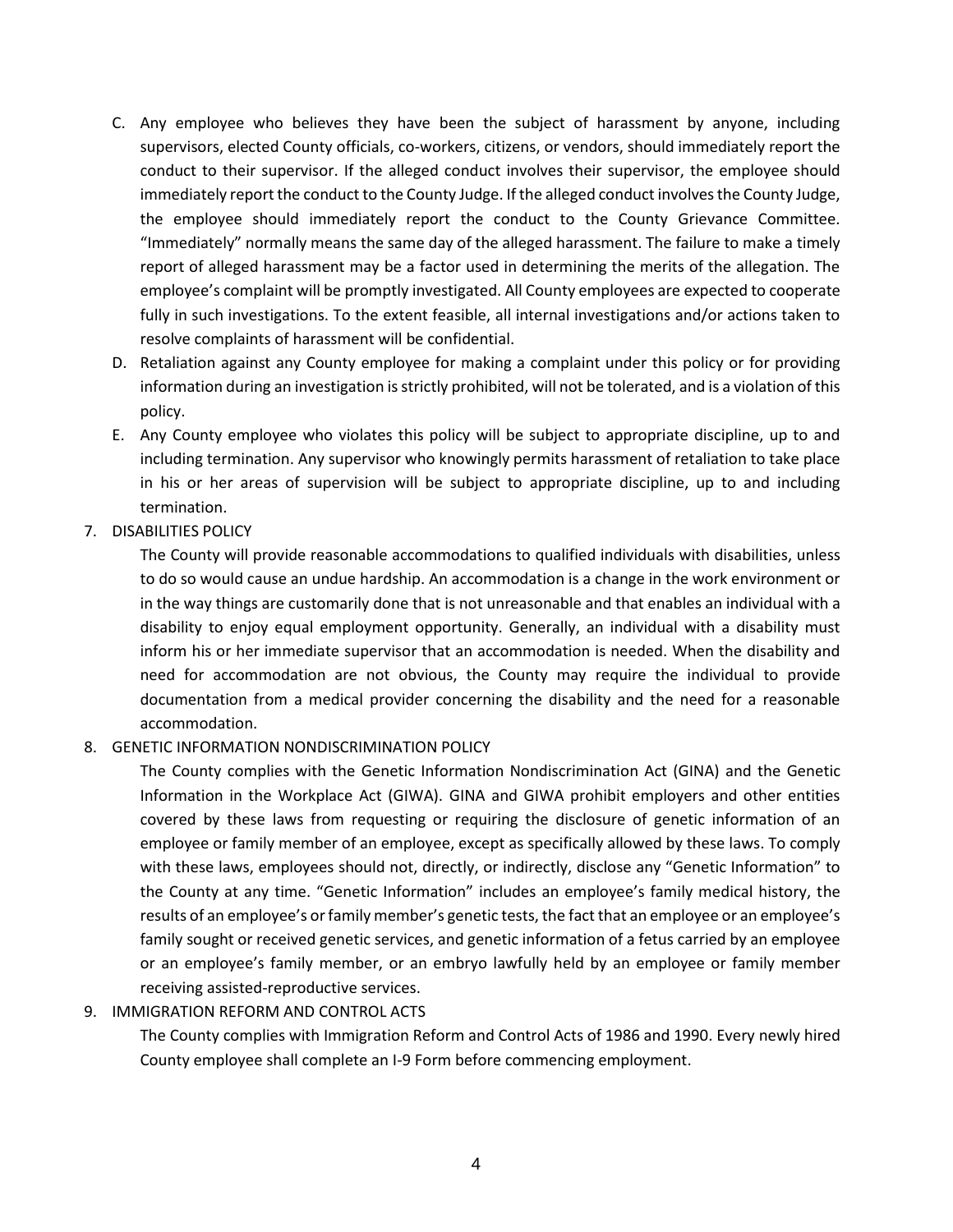C. Any employee who believes they have been the subject of harassment by anyone, including supervisors, elected County officials, co-workers, citizens, or vendors, should immediately report the conduct to their supervisor. If the alleged conduct involves their supervisor, the employee should immediately report the conduct to the County Judge. If the alleged conduct involves the County Judge, the employee should immediately report the conduct to the County Grievance Committee. "Immediately" normally means the same day of the alleged harassment. The failure to make a timely report of alleged harassment may be a factor used in determining the merits of the allegation. The employee's complaint will be promptly investigated. All County employees are expected to cooperate fully in such investigations. To the extent feasible, all internal investigations and/or actions taken to resolve complaints of harassment will be confidential.

D. Retaliation against any County employee for making a complaint under this policy or for providing information during an investigation is strictly prohibited, will not be tolerated, and is a violation of this policy.

E. Any County employee who violates this policy will be subject to appropriate discipline, up to and including termination. Any supervisor who knowingly permits harassment of retaliation to take place in his or her areas of supervision will be subject to appropriate discipline, up to and including termination.

7. DISABILITIES POLICY

   The County will provide reasonable accommodations to qualified individuals with disabilities, unless to do so would cause an undue hardship. An accommodation is a change in the work environment or in the way things are customarily done that is not unreasonable and that enables an individual with a disability to enjoy equal employment opportunity. Generally, an individual with a disability must inform his or her immediate supervisor that an accommodation is needed. When the disability and need for accommodation are not obvious, the County may require the individual to provide documentation from a medical provider concerning the disability and the need for a reasonable accommodation.

8. GENETIC INFORMATION NONDISCRIMINATION POLICY

   The County complies with the Genetic Information Nondiscrimination Act (GINA) and the Genetic Information in the Workplace Act (GIWA). GINA and GIWA prohibit employers and other entities covered by these laws from requesting or requiring the disclosure of genetic information of an employee or family member of an employee, except as specifically allowed by these laws. To comply with these laws, employees should not, directly, or indirectly, disclose any "Genetic Information" to the County at any time. "Genetic Information" includes an employee's family medical history, the results of an employee's or family member's genetic tests, the fact that an employee or an employee's family sought or received genetic services, and genetic information of a fetus carried by an employee or an employee's family member, or an embryo lawfully held by an employee or family member receiving assisted-reproductive services.

9. IMMIGRATION REFORM AND CONTROL ACTS

   The County complies with Immigration Reform and Control Acts of 1986 and 1990. Every newly hired County employee shall complete an I-9 Form before commencing employment.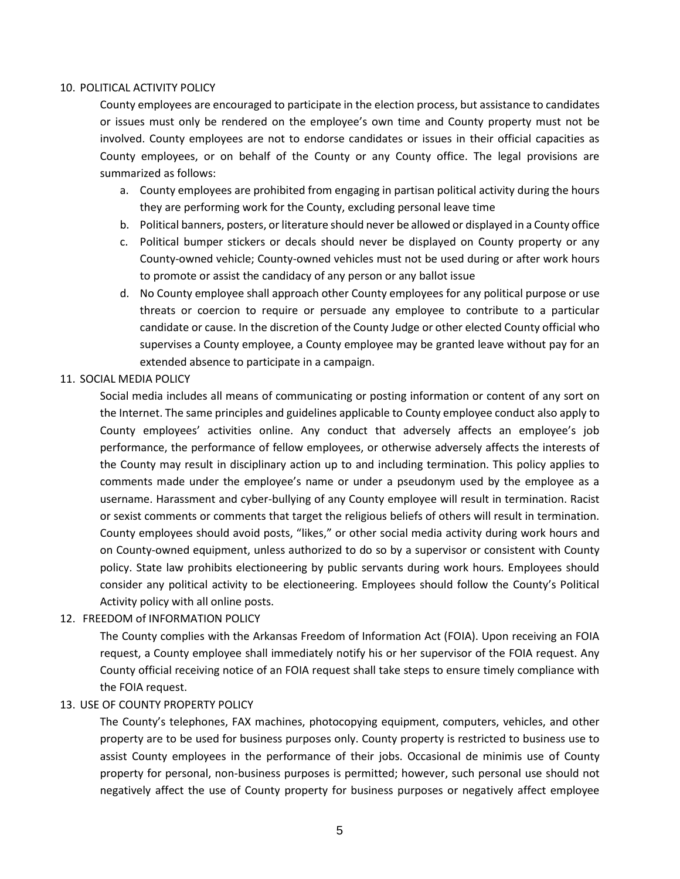## 10. POLITICAL ACTIVITY POLICY

County employees are encouraged to participate in the election process, but assistance to candidates or issues must only be rendered on the employee's own time and County property must not be involved. County employees are not to endorse candidates or issues in their official capacities as County employees, or on behalf of the County or any County office. The legal provisions are summarized as follows:

a. County employees are prohibited from engaging in partisan political activity during the hours they are performing work for the County, excluding personal leave time
b. Political banners, posters, or literature should never be allowed or displayed in a County office
c. Political bumper stickers or decals should never be displayed on County property or any County-owned vehicle; County-owned vehicles must not be used during or after work hours to promote or assist the candidacy of any person or any ballot issue
d. No County employee shall approach other County employees for any political purpose or use threats or coercion to require or persuade any employee to contribute to a particular candidate or cause. In the discretion of the County Judge or other elected County official who supervises a County employee, a County employee may be granted leave without pay for an extended absence to participate in a campaign.

## 11. SOCIAL MEDIA POLICY

Social media includes all means of communicating or posting information or content of any sort on the Internet. The same principles and guidelines applicable to County employee conduct also apply to County employees' activities online. Any conduct that adversely affects an employee's job performance, the performance of fellow employees, or otherwise adversely affects the interests of the County may result in disciplinary action up to and including termination. This policy applies to comments made under the employee's name or under a pseudonym used by the employee as a username. Harassment and cyber-bullying of any County employee will result in termination. Racist or sexist comments or comments that target the religious beliefs of others will result in termination. County employees should avoid posts, "likes," or other social media activity during work hours and on County-owned equipment, unless authorized to do so by a supervisor or consistent with County policy. State law prohibits electioneering by public servants during work hours. Employees should consider any political activity to be electioneering. Employees should follow the County's Political Activity policy with all online posts.

## 12. FREEDOM of INFORMATION POLICY

The County complies with the Arkansas Freedom of Information Act (FOIA). Upon receiving an FOIA request, a County employee shall immediately notify his or her supervisor of the FOIA request. Any County official receiving notice of an FOIA request shall take steps to ensure timely compliance with the FOIA request.

## 13. USE OF COUNTY PROPERTY POLICY

The County's telephones, FAX machines, photocopying equipment, computers, vehicles, and other property are to be used for business purposes only. County property is restricted to business use to assist County employees in the performance of their jobs. Occasional de minimis use of County property for personal, non-business purposes is permitted; however, such personal use should not negatively affect the use of County property for business purposes or negatively affect employee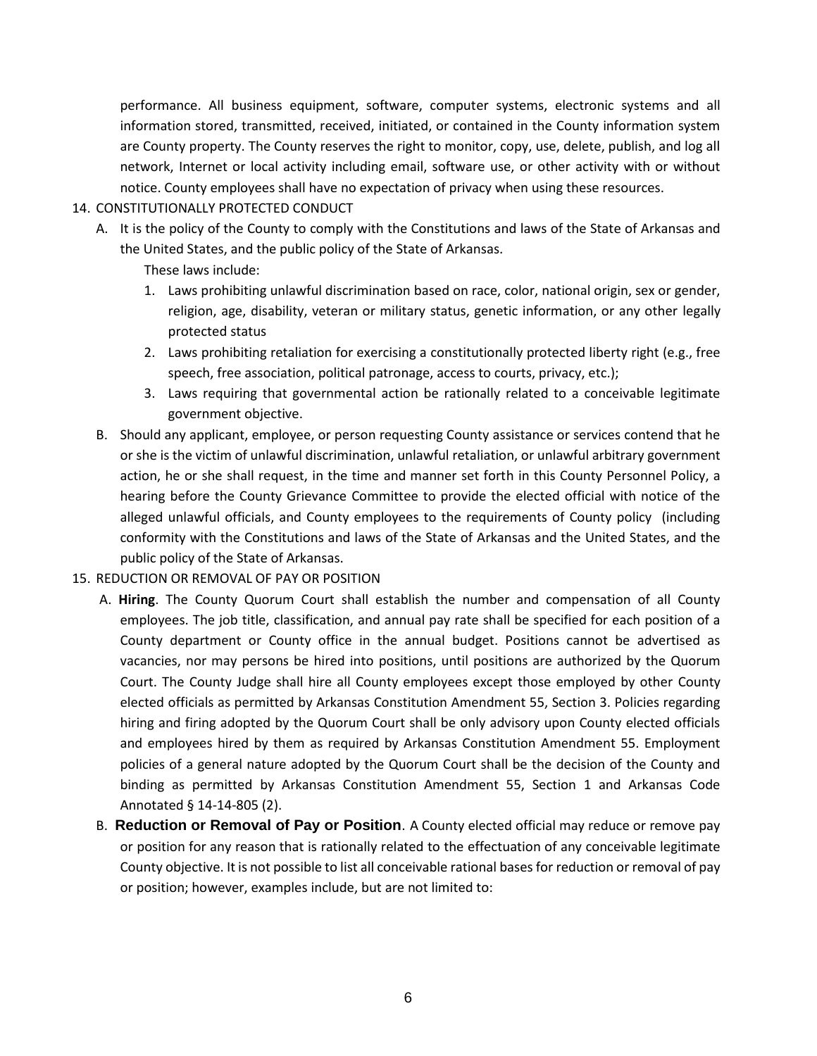performance. All business equipment, software, computer systems, electronic systems and all information stored, transmitted, received, initiated, or contained in the County information system are County property. The County reserves the right to monitor, copy, use, delete, publish, and log all network, Internet or local activity including email, software use, or other activity with or without notice. County employees shall have no expectation of privacy when using these resources.

14. CONSTITUTIONALLY PROTECTED CONDUCT
    A. It is the policy of the County to comply with the Constitutions and laws of the State of Arkansas and the United States, and the public policy of the State of Arkansas.
       These laws include:
       1. Laws prohibiting unlawful discrimination based on race, color, national origin, sex or gender, religion, age, disability, veteran or military status, genetic information, or any other legally protected status
       2. Laws prohibiting retaliation for exercising a constitutionally protected liberty right (e.g., free speech, free association, political patronage, access to courts, privacy, etc.);
       3. Laws requiring that governmental action be rationally related to a conceivable legitimate government objective.
    B. Should any applicant, employee, or person requesting County assistance or services contend that he or she is the victim of unlawful discrimination, unlawful retaliation, or unlawful arbitrary government action, he or she shall request, in the time and manner set forth in this County Personnel Policy, a hearing before the County Grievance Committee to provide the elected official with notice of the alleged unlawful officials, and County employees to the requirements of County policy (including conformity with the Constitutions and laws of the State of Arkansas and the United States, and the public policy of the State of Arkansas.

15. REDUCTION OR REMOVAL OF PAY OR POSITION
    A. **Hiring**. The County Quorum Court shall establish the number and compensation of all County employees. The job title, classification, and annual pay rate shall be specified for each position of a County department or County office in the annual budget. Positions cannot be advertised as vacancies, nor may persons be hired into positions, until positions are authorized by the Quorum Court. The County Judge shall hire all County employees except those employed by other County elected officials as permitted by Arkansas Constitution Amendment 55, Section 3. Policies regarding hiring and firing adopted by the Quorum Court shall be only advisory upon County elected officials and employees hired by them as required by Arkansas Constitution Amendment 55. Employment policies of a general nature adopted by the Quorum Court shall be the decision of the County and binding as permitted by Arkansas Constitution Amendment 55, Section 1 and Arkansas Code Annotated § 14-14-805 (2).
    B. **Reduction or Removal of Pay or Position**. A County elected official may reduce or remove pay or position for any reason that is rationally related to the effectuation of any conceivable legitimate County objective. It is not possible to list all conceivable rational bases for reduction or removal of pay or position; however, examples include, but are not limited to: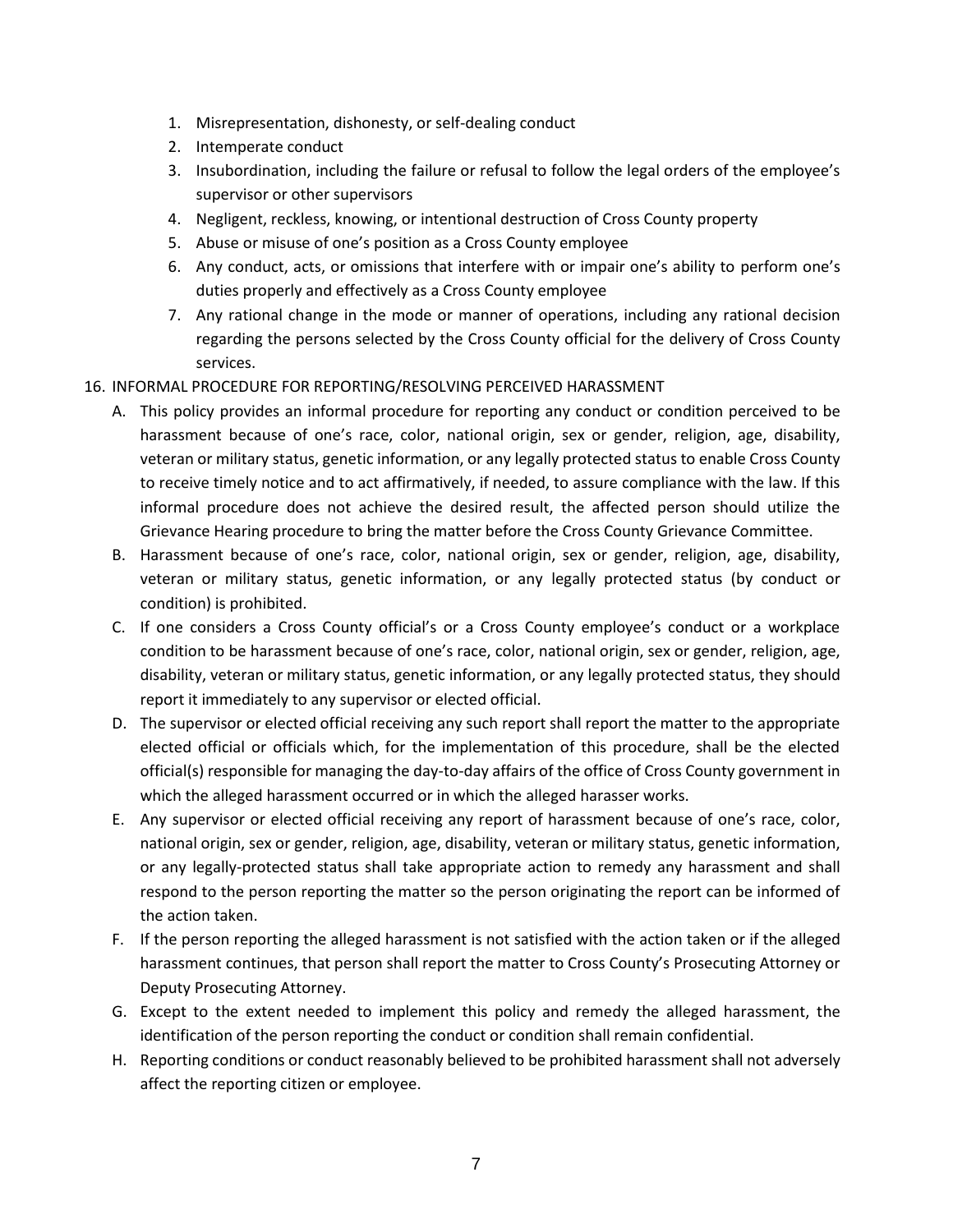1. Misrepresentation, dishonesty, or self-dealing conduct
2. Intemperate conduct
3. Insubordination, including the failure or refusal to follow the legal orders of the employee's supervisor or other supervisors
4. Negligent, reckless, knowing, or intentional destruction of Cross County property
5. Abuse or misuse of one's position as a Cross County employee
6. Any conduct, acts, or omissions that interfere with or impair one's ability to perform one's duties properly and effectively as a Cross County employee
7. Any rational change in the mode or manner of operations, including any rational decision regarding the persons selected by the Cross County official for the delivery of Cross County services.

16. INFORMAL PROCEDURE FOR REPORTING/RESOLVING PERCEIVED HARASSMENT

A. This policy provides an informal procedure for reporting any conduct or condition perceived to be harassment because of one's race, color, national origin, sex or gender, religion, age, disability, veteran or military status, genetic information, or any legally protected status to enable Cross County to receive timely notice and to act affirmatively, if needed, to assure compliance with the law. If this informal procedure does not achieve the desired result, the affected person should utilize the Grievance Hearing procedure to bring the matter before the Cross County Grievance Committee.

B. Harassment because of one's race, color, national origin, sex or gender, religion, age, disability, veteran or military status, genetic information, or any legally protected status (by conduct or condition) is prohibited.

C. If one considers a Cross County official's or a Cross County employee's conduct or a workplace condition to be harassment because of one's race, color, national origin, sex or gender, religion, age, disability, veteran or military status, genetic information, or any legally protected status, they should report it immediately to any supervisor or elected official.

D. The supervisor or elected official receiving any such report shall report the matter to the appropriate elected official or officials which, for the implementation of this procedure, shall be the elected official(s) responsible for managing the day-to-day affairs of the office of Cross County government in which the alleged harassment occurred or in which the alleged harasser works.

E. Any supervisor or elected official receiving any report of harassment because of one's race, color, national origin, sex or gender, religion, age, disability, veteran or military status, genetic information, or any legally-protected status shall take appropriate action to remedy any harassment and shall respond to the person reporting the matter so the person originating the report can be informed of the action taken.

F. If the person reporting the alleged harassment is not satisfied with the action taken or if the alleged harassment continues, that person shall report the matter to Cross County's Prosecuting Attorney or Deputy Prosecuting Attorney.

G. Except to the extent needed to implement this policy and remedy the alleged harassment, the identification of the person reporting the conduct or condition shall remain confidential.

H. Reporting conditions or conduct reasonably believed to be prohibited harassment shall not adversely affect the reporting citizen or employee.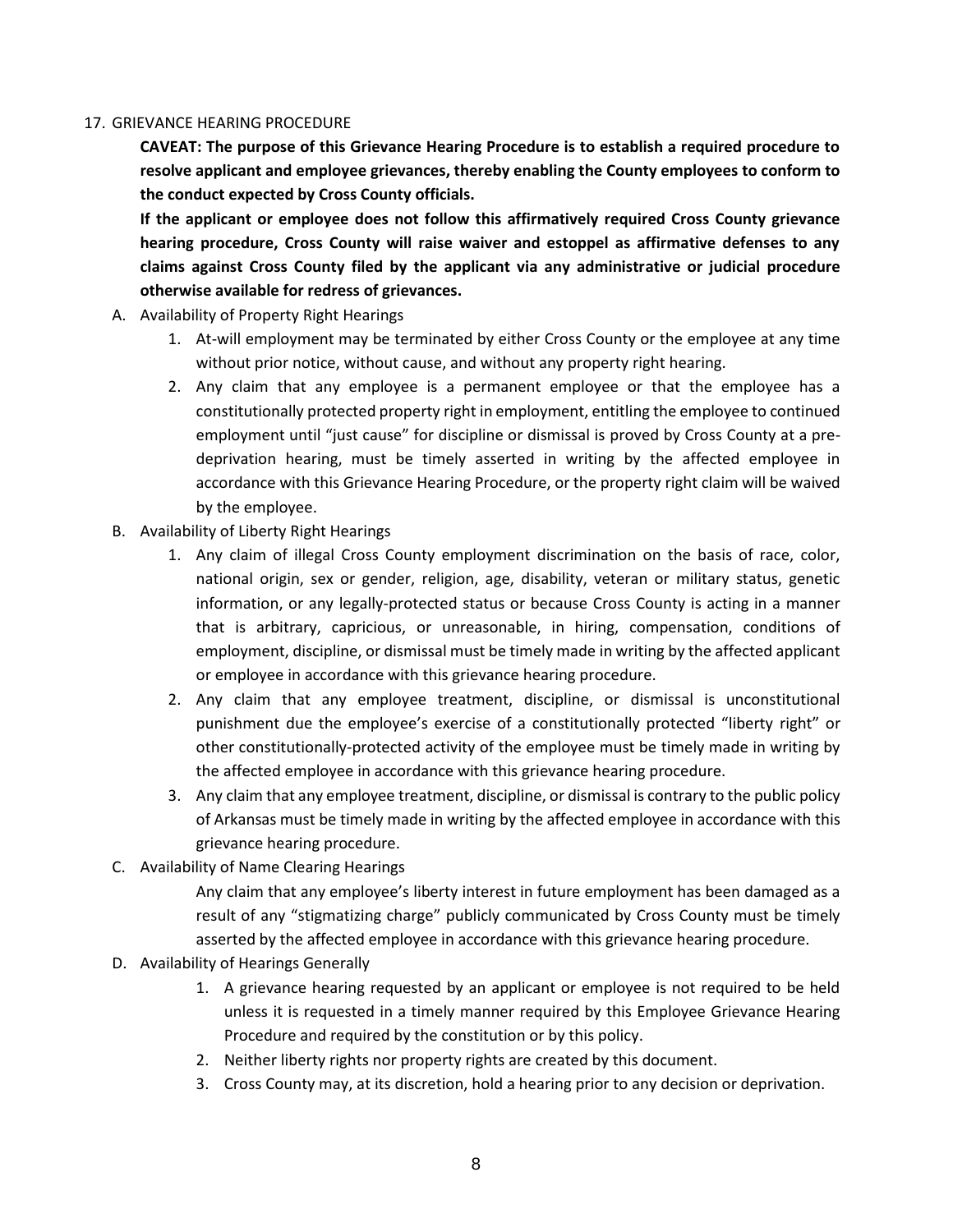## 17. GRIEVANCE HEARING PROCEDURE

**CAVEAT: The purpose of this Grievance Hearing Procedure is to establish a required procedure to resolve applicant and employee grievances, thereby enabling the County employees to conform to the conduct expected by Cross County officials.**

**If the applicant or employee does not follow this affirmatively required Cross County grievance hearing procedure, Cross County will raise waiver and estoppel as affirmative defenses to any claims against Cross County filed by the applicant via any administrative or judicial procedure otherwise available for redress of grievances.**

A. Availability of Property Right Hearings

1. At-will employment may be terminated by either Cross County or the employee at any time without prior notice, without cause, and without any property right hearing.
2. Any claim that any employee is a permanent employee or that the employee has a constitutionally protected property right in employment, entitling the employee to continued employment until "just cause" for discipline or dismissal is proved by Cross County at a pre-deprivation hearing, must be timely asserted in writing by the affected employee in accordance with this Grievance Hearing Procedure, or the property right claim will be waived by the employee.

B. Availability of Liberty Right Hearings

1. Any claim of illegal Cross County employment discrimination on the basis of race, color, national origin, sex or gender, religion, age, disability, veteran or military status, genetic information, or any legally-protected status or because Cross County is acting in a manner that is arbitrary, capricious, or unreasonable, in hiring, compensation, conditions of employment, discipline, or dismissal must be timely made in writing by the affected applicant or employee in accordance with this grievance hearing procedure.
2. Any claim that any employee treatment, discipline, or dismissal is unconstitutional punishment due the employee's exercise of a constitutionally protected "liberty right" or other constitutionally-protected activity of the employee must be timely made in writing by the affected employee in accordance with this grievance hearing procedure.
3. Any claim that any employee treatment, discipline, or dismissal is contrary to the public policy of Arkansas must be timely made in writing by the affected employee in accordance with this grievance hearing procedure.

C. Availability of Name Clearing Hearings

Any claim that any employee's liberty interest in future employment has been damaged as a result of any "stigmatizing charge" publicly communicated by Cross County must be timely asserted by the affected employee in accordance with this grievance hearing procedure.

D. Availability of Hearings Generally

1. A grievance hearing requested by an applicant or employee is not required to be held unless it is requested in a timely manner required by this Employee Grievance Hearing Procedure and required by the constitution or by this policy.
2. Neither liberty rights nor property rights are created by this document.
3. Cross County may, at its discretion, hold a hearing prior to any decision or deprivation.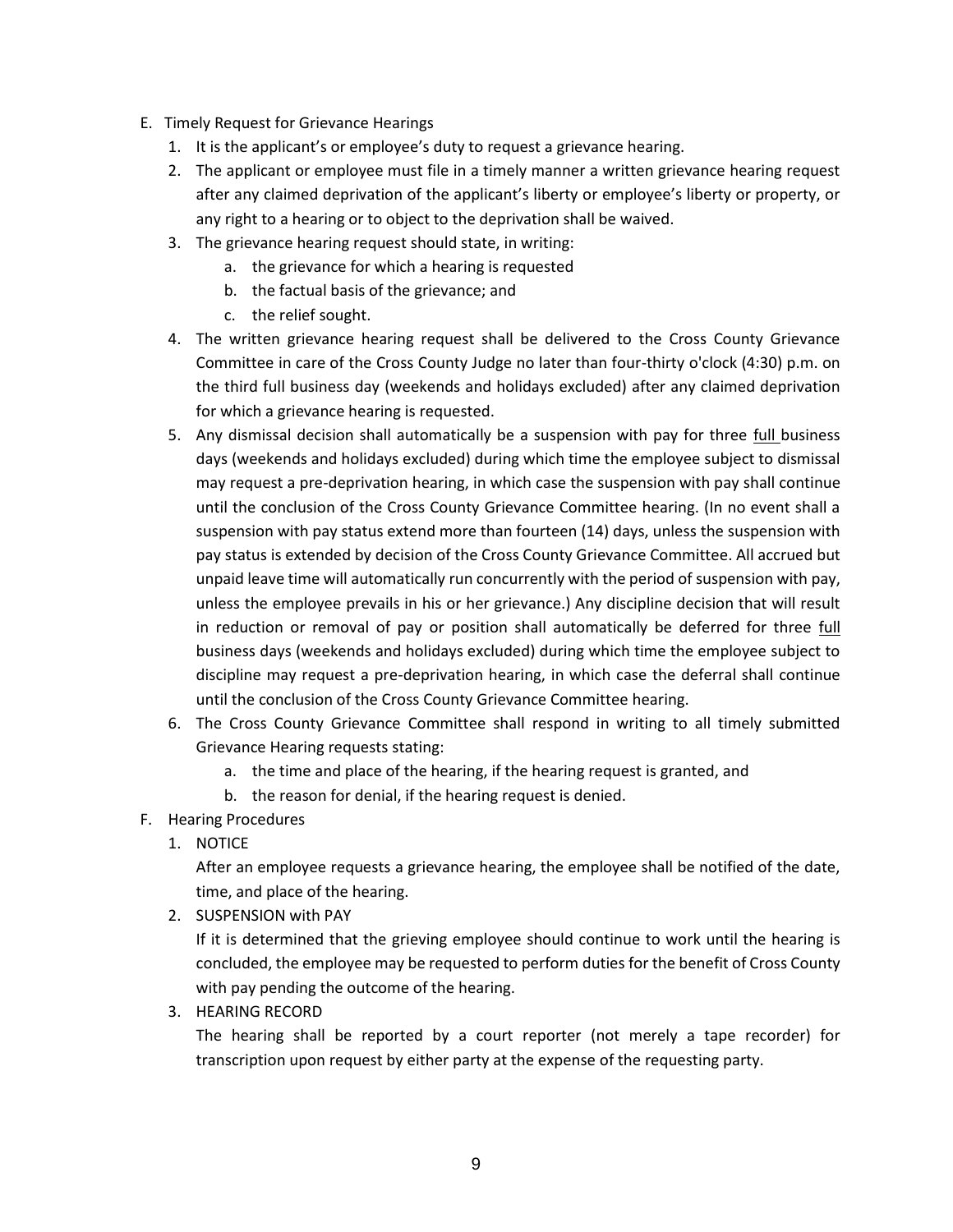E. Timely Request for Grievance Hearings

   1. It is the applicant's or employee's duty to request a grievance hearing.
   2. The applicant or employee must file in a timely manner a written grievance hearing request after any claimed deprivation of the applicant's liberty or employee's liberty or property, or any right to a hearing or to object to the deprivation shall be waived.
   3. The grievance hearing request should state, in writing:
      a. the grievance for which a hearing is requested
      b. the factual basis of the grievance; and
      c. the relief sought.
   4. The written grievance hearing request shall be delivered to the Cross County Grievance Committee in care of the Cross County Judge no later than four-thirty o'clock (4:30) p.m. on the third full business day (weekends and holidays excluded) after any claimed deprivation for which a grievance hearing is requested.
   5. Any dismissal decision shall automatically be a suspension with pay for three <u>full</u> business days (weekends and holidays excluded) during which time the employee subject to dismissal may request a pre-deprivation hearing, in which case the suspension with pay shall continue until the conclusion of the Cross County Grievance Committee hearing. (In no event shall a suspension with pay status extend more than fourteen (14) days, unless the suspension with pay status is extended by decision of the Cross County Grievance Committee. All accrued but unpaid leave time will automatically run concurrently with the period of suspension with pay, unless the employee prevails in his or her grievance.) Any discipline decision that will result in reduction or removal of pay or position shall automatically be deferred for three <u>full</u> business days (weekends and holidays excluded) during which time the employee subject to discipline may request a pre-deprivation hearing, in which case the deferral shall continue until the conclusion of the Cross County Grievance Committee hearing.
   6. The Cross County Grievance Committee shall respond in writing to all timely submitted Grievance Hearing requests stating:
      a. the time and place of the hearing, if the hearing request is granted, and
      b. the reason for denial, if the hearing request is denied.

F. Hearing Procedures

   1. NOTICE

      After an employee requests a grievance hearing, the employee shall be notified of the date, time, and place of the hearing.

   2. SUSPENSION with PAY

      If it is determined that the grieving employee should continue to work until the hearing is concluded, the employee may be requested to perform duties for the benefit of Cross County with pay pending the outcome of the hearing.

   3. HEARING RECORD

      The hearing shall be reported by a court reporter (not merely a tape recorder) for transcription upon request by either party at the expense of the requesting party.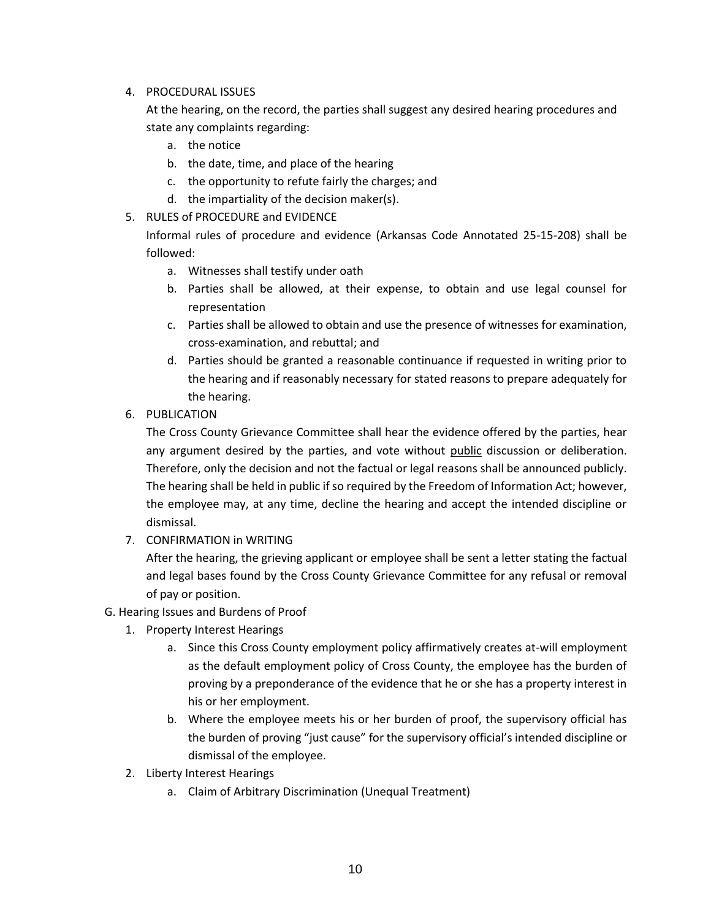4. PROCEDURAL ISSUES

   At the hearing, on the record, the parties shall suggest any desired hearing procedures and state any complaints regarding:

   a. the notice
   b. the date, time, and place of the hearing
   c. the opportunity to refute fairly the charges; and
   d. the impartiality of the decision maker(s).

5. RULES of PROCEDURE and EVIDENCE

   Informal rules of procedure and evidence (Arkansas Code Annotated 25-15-208) shall be followed:

   a. Witnesses shall testify under oath
   b. Parties shall be allowed, at their expense, to obtain and use legal counsel for representation
   c. Parties shall be allowed to obtain and use the presence of witnesses for examination, cross-examination, and rebuttal; and
   d. Parties should be granted a reasonable continuance if requested in writing prior to the hearing and if reasonably necessary for stated reasons to prepare adequately for the hearing.

6. PUBLICATION

   The Cross County Grievance Committee shall hear the evidence offered by the parties, hear any argument desired by the parties, and vote without <u>public</u> discussion or deliberation. Therefore, only the decision and not the factual or legal reasons shall be announced publicly. The hearing shall be held in public if so required by the Freedom of Information Act; however, the employee may, at any time, decline the hearing and accept the intended discipline or dismissal.

7. CONFIRMATION in WRITING

   After the hearing, the grieving applicant or employee shall be sent a letter stating the factual and legal bases found by the Cross County Grievance Committee for any refusal or removal of pay or position.

G. Hearing Issues and Burdens of Proof

1. Property Interest Hearings

   a. Since this Cross County employment policy affirmatively creates at-will employment as the default employment policy of Cross County, the employee has the burden of proving by a preponderance of the evidence that he or she has a property interest in his or her employment.
   b. Where the employee meets his or her burden of proof, the supervisory official has the burden of proving "just cause" for the supervisory official's intended discipline or dismissal of the employee.

2. Liberty Interest Hearings

   a. Claim of Arbitrary Discrimination (Unequal Treatment)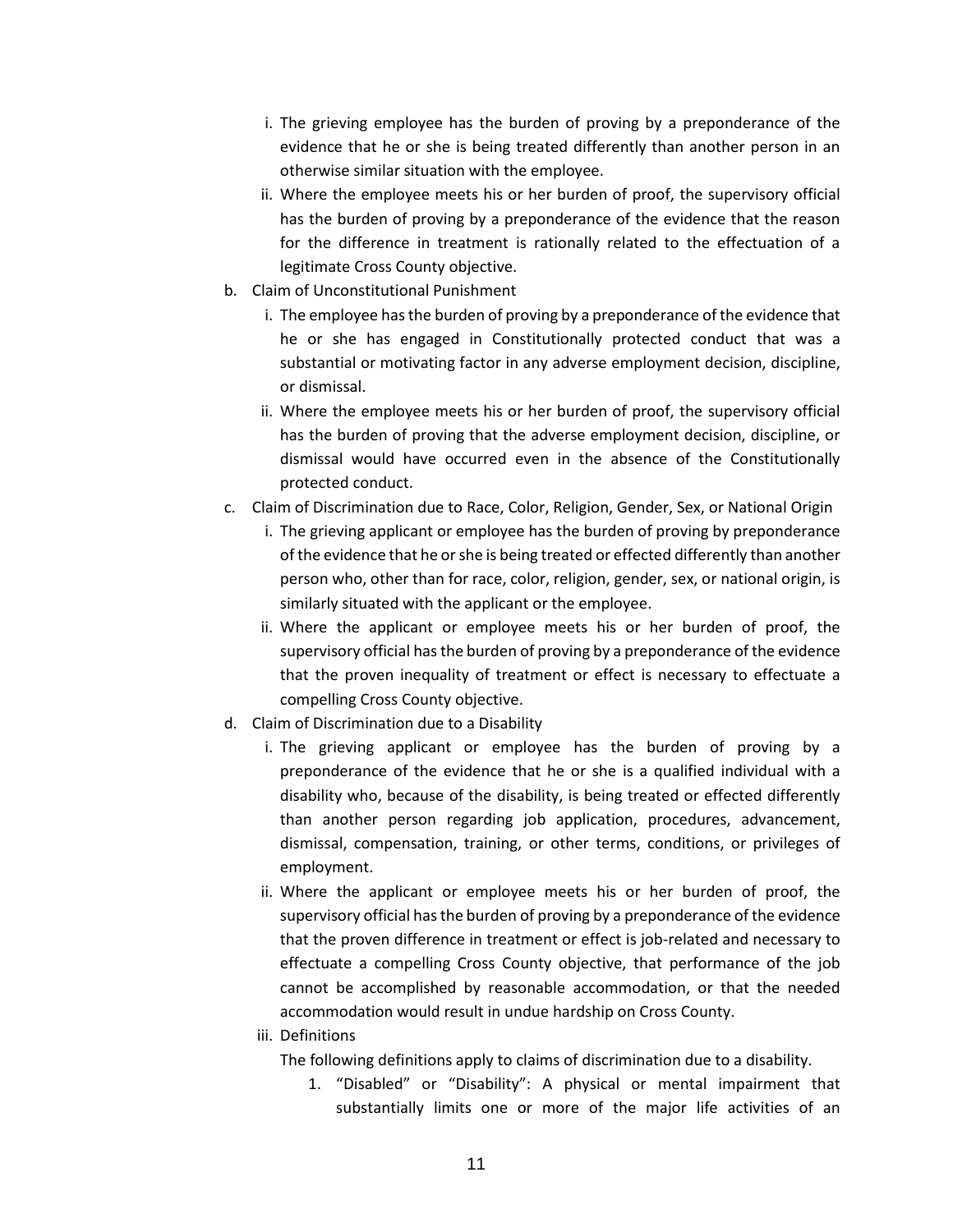i. The grieving employee has the burden of proving by a preponderance of the evidence that he or she is being treated differently than another person in an otherwise similar situation with the employee.
   ii. Where the employee meets his or her burden of proof, the supervisory official has the burden of proving by a preponderance of the evidence that the reason for the difference in treatment is rationally related to the effectuation of a legitimate Cross County objective.

b. Claim of Unconstitutional Punishment
   i. The employee has the burden of proving by a preponderance of the evidence that he or she has engaged in Constitutionally protected conduct that was a substantial or motivating factor in any adverse employment decision, discipline, or dismissal.
   ii. Where the employee meets his or her burden of proof, the supervisory official has the burden of proving that the adverse employment decision, discipline, or dismissal would have occurred even in the absence of the Constitutionally protected conduct.

c. Claim of Discrimination due to Race, Color, Religion, Gender, Sex, or National Origin
   i. The grieving applicant or employee has the burden of proving by preponderance of the evidence that he or she is being treated or effected differently than another person who, other than for race, color, religion, gender, sex, or national origin, is similarly situated with the applicant or the employee.
   ii. Where the applicant or employee meets his or her burden of proof, the supervisory official has the burden of proving by a preponderance of the evidence that the proven inequality of treatment or effect is necessary to effectuate a compelling Cross County objective.

d. Claim of Discrimination due to a Disability
   i. The grieving applicant or employee has the burden of proving by a preponderance of the evidence that he or she is a qualified individual with a disability who, because of the disability, is being treated or effected differently than another person regarding job application, procedures, advancement, dismissal, compensation, training, or other terms, conditions, or privileges of employment.
   ii. Where the applicant or employee meets his or her burden of proof, the supervisory official has the burden of proving by a preponderance of the evidence that the proven difference in treatment or effect is job-related and necessary to effectuate a compelling Cross County objective, that performance of the job cannot be accomplished by reasonable accommodation, or that the needed accommodation would result in undue hardship on Cross County.
   iii. Definitions

      The following definitions apply to claims of discrimination due to a disability.

      1. "Disabled" or "Disability": A physical or mental impairment that substantially limits one or more of the major life activities of an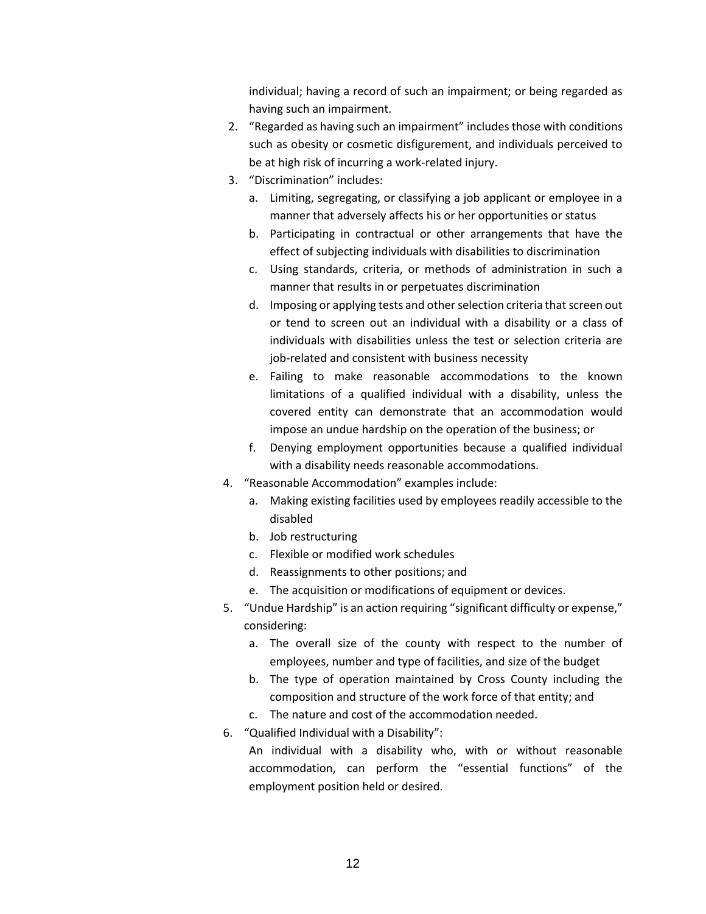individual; having a record of such an impairment; or being regarded as having such an impairment.

2. "Regarded as having such an impairment" includes those with conditions such as obesity or cosmetic disfigurement, and individuals perceived to be at high risk of incurring a work-related injury.
3. "Discrimination" includes:
   a. Limiting, segregating, or classifying a job applicant or employee in a manner that adversely affects his or her opportunities or status
   b. Participating in contractual or other arrangements that have the effect of subjecting individuals with disabilities to discrimination
   c. Using standards, criteria, or methods of administration in such a manner that results in or perpetuates discrimination
   d. Imposing or applying tests and other selection criteria that screen out or tend to screen out an individual with a disability or a class of individuals with disabilities unless the test or selection criteria are job-related and consistent with business necessity
   e. Failing to make reasonable accommodations to the known limitations of a qualified individual with a disability, unless the covered entity can demonstrate that an accommodation would impose an undue hardship on the operation of the business; or
   f. Denying employment opportunities because a qualified individual with a disability needs reasonable accommodations.
4. "Reasonable Accommodation" examples include:
   a. Making existing facilities used by employees readily accessible to the disabled
   b. Job restructuring
   c. Flexible or modified work schedules
   d. Reassignments to other positions; and
   e. The acquisition or modifications of equipment or devices.
5. "Undue Hardship" is an action requiring "significant difficulty or expense," considering:
   a. The overall size of the county with respect to the number of employees, number and type of facilities, and size of the budget
   b. The type of operation maintained by Cross County including the composition and structure of the work force of that entity; and
   c. The nature and cost of the accommodation needed.
6. "Qualified Individual with a Disability":

   An individual with a disability who, with or without reasonable accommodation, can perform the "essential functions" of the employment position held or desired.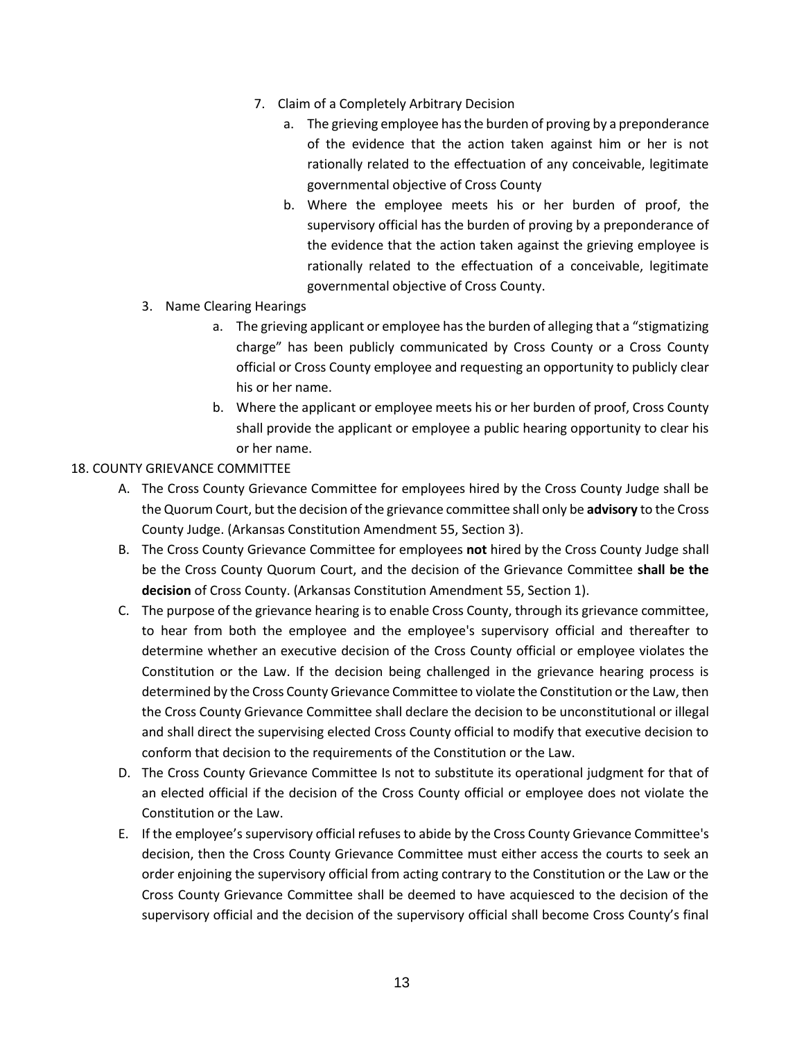7. Claim of a Completely Arbitrary Decision
    a. The grieving employee has the burden of proving by a preponderance of the evidence that the action taken against him or her is not rationally related to the effectuation of any conceivable, legitimate governmental objective of Cross County
    b. Where the employee meets his or her burden of proof, the supervisory official has the burden of proving by a preponderance of the evidence that the action taken against the grieving employee is rationally related to the effectuation of a conceivable, legitimate governmental objective of Cross County.

3. Name Clearing Hearings
    a. The grieving applicant or employee has the burden of alleging that a "stigmatizing charge" has been publicly communicated by Cross County or a Cross County official or Cross County employee and requesting an opportunity to publicly clear his or her name.
    b. Where the applicant or employee meets his or her burden of proof, Cross County shall provide the applicant or employee a public hearing opportunity to clear his or her name.

18. COUNTY GRIEVANCE COMMITTEE

A. The Cross County Grievance Committee for employees hired by the Cross County Judge shall be the Quorum Court, but the decision of the grievance committee shall only be **advisory** to the Cross County Judge. (Arkansas Constitution Amendment 55, Section 3).

B. The Cross County Grievance Committee for employees **not** hired by the Cross County Judge shall be the Cross County Quorum Court, and the decision of the Grievance Committee **shall be the decision** of Cross County. (Arkansas Constitution Amendment 55, Section 1).

C. The purpose of the grievance hearing is to enable Cross County, through its grievance committee, to hear from both the employee and the employee's supervisory official and thereafter to determine whether an executive decision of the Cross County official or employee violates the Constitution or the Law. If the decision being challenged in the grievance hearing process is determined by the Cross County Grievance Committee to violate the Constitution or the Law, then the Cross County Grievance Committee shall declare the decision to be unconstitutional or illegal and shall direct the supervising elected Cross County official to modify that executive decision to conform that decision to the requirements of the Constitution or the Law.

D. The Cross County Grievance Committee Is not to substitute its operational judgment for that of an elected official if the decision of the Cross County official or employee does not violate the Constitution or the Law.

E. If the employee's supervisory official refuses to abide by the Cross County Grievance Committee's decision, then the Cross County Grievance Committee must either access the courts to seek an order enjoining the supervisory official from acting contrary to the Constitution or the Law or the Cross County Grievance Committee shall be deemed to have acquiesced to the decision of the supervisory official and the decision of the supervisory official shall become Cross County's final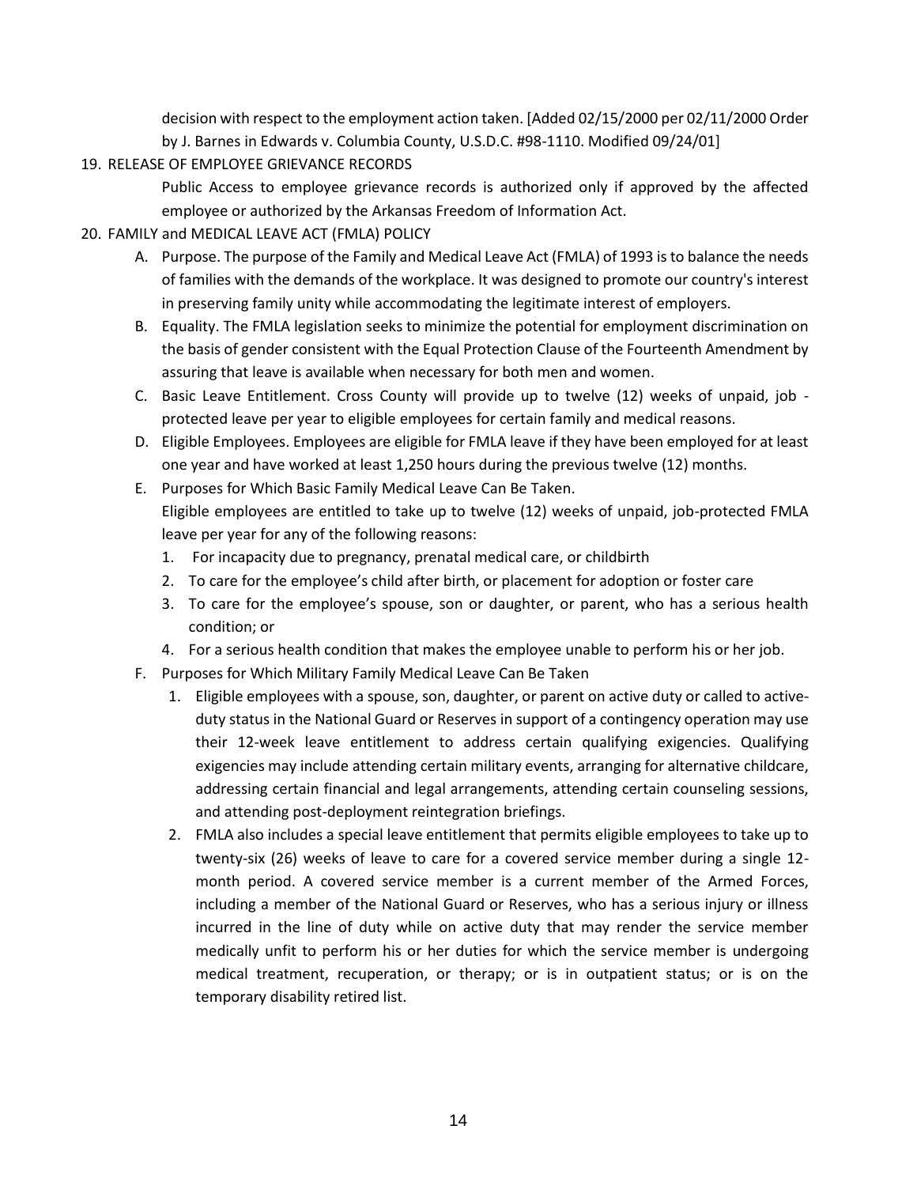decision with respect to the employment action taken. [Added 02/15/2000 per 02/11/2000 Order by J. Barnes in Edwards v. Columbia County, U.S.D.C. #98-1110. Modified 09/24/01]

19. RELEASE OF EMPLOYEE GRIEVANCE RECORDS

    Public Access to employee grievance records is authorized only if approved by the affected employee or authorized by the Arkansas Freedom of Information Act.

20. FAMILY and MEDICAL LEAVE ACT (FMLA) POLICY

    A. Purpose. The purpose of the Family and Medical Leave Act (FMLA) of 1993 is to balance the needs of families with the demands of the workplace. It was designed to promote our country's interest in preserving family unity while accommodating the legitimate interest of employers.

    B. Equality. The FMLA legislation seeks to minimize the potential for employment discrimination on the basis of gender consistent with the Equal Protection Clause of the Fourteenth Amendment by assuring that leave is available when necessary for both men and women.

    C. Basic Leave Entitlement. Cross County will provide up to twelve (12) weeks of unpaid, job - protected leave per year to eligible employees for certain family and medical reasons.

    D. Eligible Employees. Employees are eligible for FMLA leave if they have been employed for at least one year and have worked at least 1,250 hours during the previous twelve (12) months.

    E. Purposes for Which Basic Family Medical Leave Can Be Taken.
       Eligible employees are entitled to take up to twelve (12) weeks of unpaid, job-protected FMLA leave per year for any of the following reasons:

       1. For incapacity due to pregnancy, prenatal medical care, or childbirth
       2. To care for the employee's child after birth, or placement for adoption or foster care
       3. To care for the employee's spouse, son or daughter, or parent, who has a serious health condition; or
       4. For a serious health condition that makes the employee unable to perform his or her job.

    F. Purposes for Which Military Family Medical Leave Can Be Taken

       1. Eligible employees with a spouse, son, daughter, or parent on active duty or called to active-duty status in the National Guard or Reserves in support of a contingency operation may use their 12-week leave entitlement to address certain qualifying exigencies. Qualifying exigencies may include attending certain military events, arranging for alternative childcare, addressing certain financial and legal arrangements, attending certain counseling sessions, and attending post-deployment reintegration briefings.
       2. FMLA also includes a special leave entitlement that permits eligible employees to take up to twenty-six (26) weeks of leave to care for a covered service member during a single 12-month period. A covered service member is a current member of the Armed Forces, including a member of the National Guard or Reserves, who has a serious injury or illness incurred in the line of duty while on active duty that may render the service member medically unfit to perform his or her duties for which the service member is undergoing medical treatment, recuperation, or therapy; or is in outpatient status; or is on the temporary disability retired list.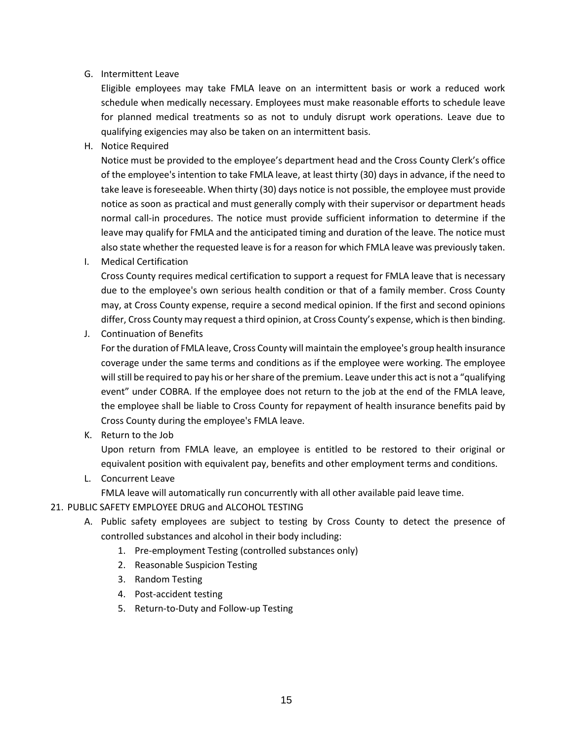G. Intermittent Leave

   Eligible employees may take FMLA leave on an intermittent basis or work a reduced work schedule when medically necessary. Employees must make reasonable efforts to schedule leave for planned medical treatments so as not to unduly disrupt work operations. Leave due to qualifying exigencies may also be taken on an intermittent basis.

H. Notice Required

   Notice must be provided to the employee's department head and the Cross County Clerk's office of the employee's intention to take FMLA leave, at least thirty (30) days in advance, if the need to take leave is foreseeable. When thirty (30) days notice is not possible, the employee must provide notice as soon as practical and must generally comply with their supervisor or department heads normal call-in procedures. The notice must provide sufficient information to determine if the leave may qualify for FMLA and the anticipated timing and duration of the leave. The notice must also state whether the requested leave is for a reason for which FMLA leave was previously taken.

I. Medical Certification

   Cross County requires medical certification to support a request for FMLA leave that is necessary due to the employee's own serious health condition or that of a family member. Cross County may, at Cross County expense, require a second medical opinion. If the first and second opinions differ, Cross County may request a third opinion, at Cross County's expense, which is then binding.

J. Continuation of Benefits

   For the duration of FMLA leave, Cross County will maintain the employee's group health insurance coverage under the same terms and conditions as if the employee were working. The employee will still be required to pay his or her share of the premium. Leave under this act is not a "qualifying event" under COBRA. If the employee does not return to the job at the end of the FMLA leave, the employee shall be liable to Cross County for repayment of health insurance benefits paid by Cross County during the employee's FMLA leave.

K. Return to the Job

   Upon return from FMLA leave, an employee is entitled to be restored to their original or equivalent position with equivalent pay, benefits and other employment terms and conditions.

L. Concurrent Leave

   FMLA leave will automatically run concurrently with all other available paid leave time.

21. PUBLIC SAFETY EMPLOYEE DRUG and ALCOHOL TESTING

   A. Public safety employees are subject to testing by Cross County to detect the presence of controlled substances and alcohol in their body including:
      1. Pre-employment Testing (controlled substances only)
      2. Reasonable Suspicion Testing
      3. Random Testing
      4. Post-accident testing
      5. Return-to-Duty and Follow-up Testing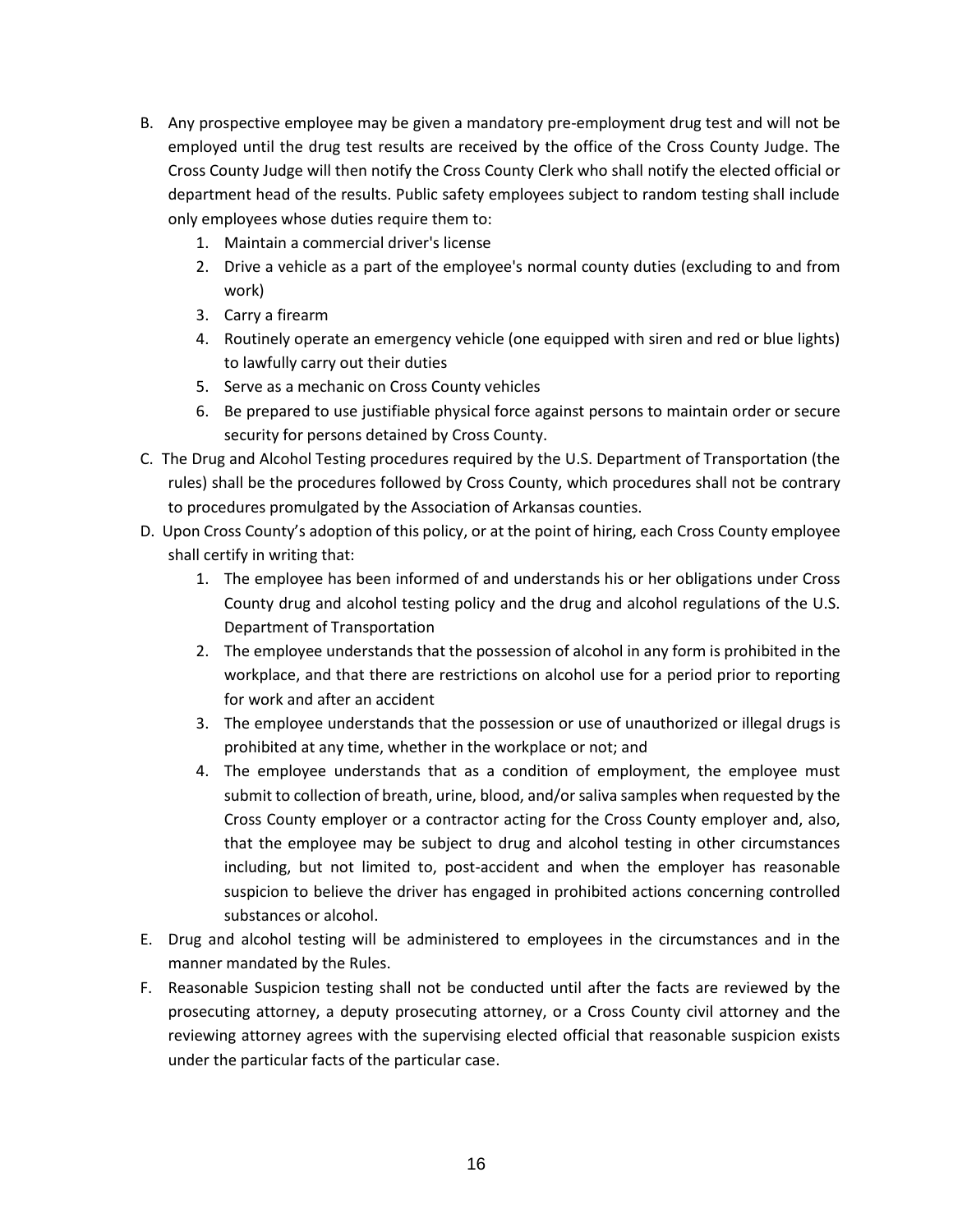B. Any prospective employee may be given a mandatory pre-employment drug test and will not be employed until the drug test results are received by the office of the Cross County Judge. The Cross County Judge will then notify the Cross County Clerk who shall notify the elected official or department head of the results. Public safety employees subject to random testing shall include only employees whose duties require them to:
   1. Maintain a commercial driver's license
   2. Drive a vehicle as a part of the employee's normal county duties (excluding to and from work)
   3. Carry a firearm
   4. Routinely operate an emergency vehicle (one equipped with siren and red or blue lights) to lawfully carry out their duties
   5. Serve as a mechanic on Cross County vehicles
   6. Be prepared to use justifiable physical force against persons to maintain order or secure security for persons detained by Cross County.

C. The Drug and Alcohol Testing procedures required by the U.S. Department of Transportation (the rules) shall be the procedures followed by Cross County, which procedures shall not be contrary to procedures promulgated by the Association of Arkansas counties.

D. Upon Cross County's adoption of this policy, or at the point of hiring, each Cross County employee shall certify in writing that:
   1. The employee has been informed of and understands his or her obligations under Cross County drug and alcohol testing policy and the drug and alcohol regulations of the U.S. Department of Transportation
   2. The employee understands that the possession of alcohol in any form is prohibited in the workplace, and that there are restrictions on alcohol use for a period prior to reporting for work and after an accident
   3. The employee understands that the possession or use of unauthorized or illegal drugs is prohibited at any time, whether in the workplace or not; and
   4. The employee understands that as a condition of employment, the employee must submit to collection of breath, urine, blood, and/or saliva samples when requested by the Cross County employer or a contractor acting for the Cross County employer and, also, that the employee may be subject to drug and alcohol testing in other circumstances including, but not limited to, post-accident and when the employer has reasonable suspicion to believe the driver has engaged in prohibited actions concerning controlled substances or alcohol.

E. Drug and alcohol testing will be administered to employees in the circumstances and in the manner mandated by the Rules.

F. Reasonable Suspicion testing shall not be conducted until after the facts are reviewed by the prosecuting attorney, a deputy prosecuting attorney, or a Cross County civil attorney and the reviewing attorney agrees with the supervising elected official that reasonable suspicion exists under the particular facts of the particular case.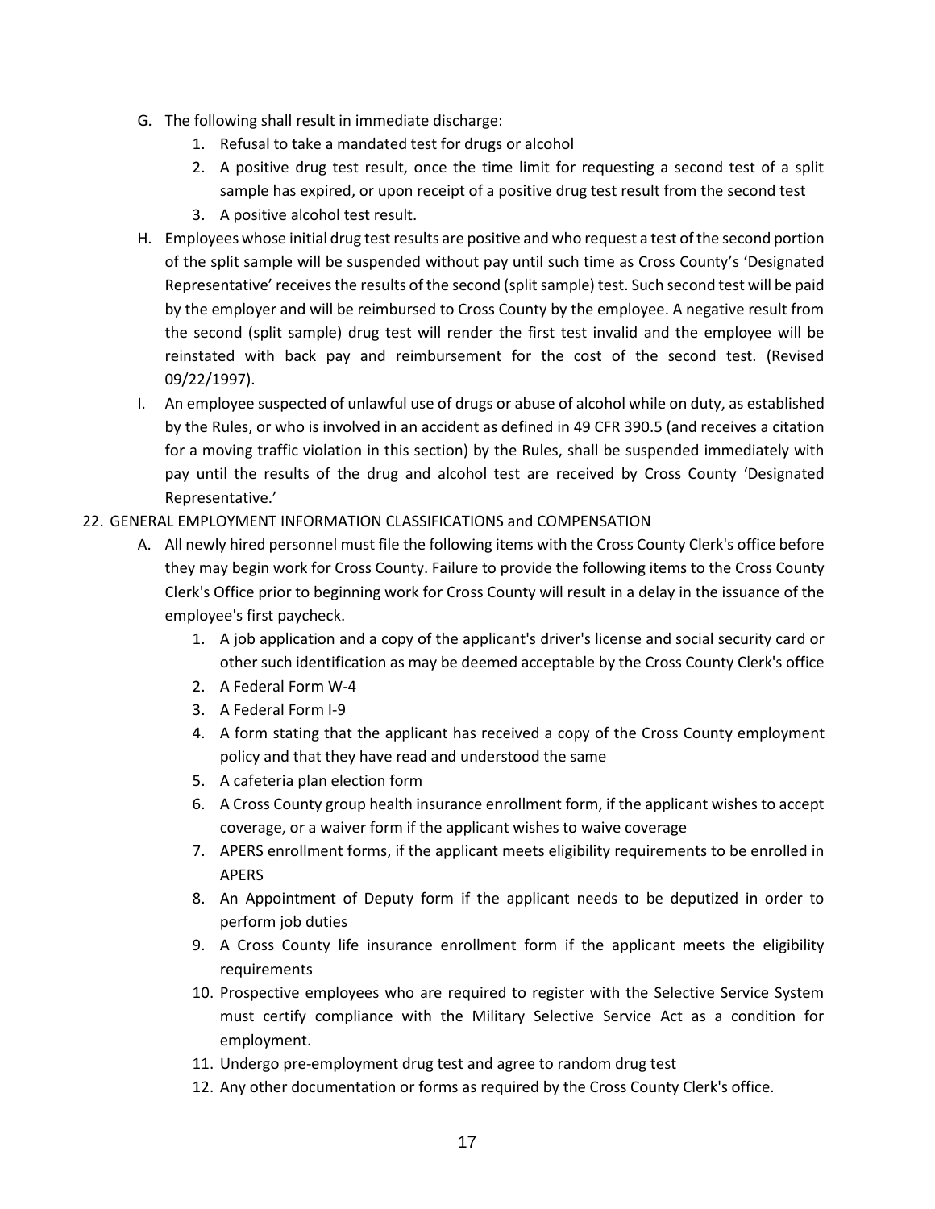G. The following shall result in immediate discharge:
    1. Refusal to take a mandated test for drugs or alcohol
    2. A positive drug test result, once the time limit for requesting a second test of a split sample has expired, or upon receipt of a positive drug test result from the second test
    3. A positive alcohol test result.

H. Employees whose initial drug test results are positive and who request a test of the second portion of the split sample will be suspended without pay until such time as Cross County's 'Designated Representative' receives the results of the second (split sample) test. Such second test will be paid by the employer and will be reimbursed to Cross County by the employee. A negative result from the second (split sample) drug test will render the first test invalid and the employee will be reinstated with back pay and reimbursement for the cost of the second test. (Revised 09/22/1997).

I. An employee suspected of unlawful use of drugs or abuse of alcohol while on duty, as established by the Rules, or who is involved in an accident as defined in 49 CFR 390.5 (and receives a citation for a moving traffic violation in this section) by the Rules, shall be suspended immediately with pay until the results of the drug and alcohol test are received by Cross County 'Designated Representative.'

22. GENERAL EMPLOYMENT INFORMATION CLASSIFICATIONS and COMPENSATION

A. All newly hired personnel must file the following items with the Cross County Clerk's office before they may begin work for Cross County. Failure to provide the following items to the Cross County Clerk's Office prior to beginning work for Cross County will result in a delay in the issuance of the employee's first paycheck.
    1. A job application and a copy of the applicant's driver's license and social security card or other such identification as may be deemed acceptable by the Cross County Clerk's office
    2. A Federal Form W-4
    3. A Federal Form I-9
    4. A form stating that the applicant has received a copy of the Cross County employment policy and that they have read and understood the same
    5. A cafeteria plan election form
    6. A Cross County group health insurance enrollment form, if the applicant wishes to accept coverage, or a waiver form if the applicant wishes to waive coverage
    7. APERS enrollment forms, if the applicant meets eligibility requirements to be enrolled in APERS
    8. An Appointment of Deputy form if the applicant needs to be deputized in order to perform job duties
    9. A Cross County life insurance enrollment form if the applicant meets the eligibility requirements
    10. Prospective employees who are required to register with the Selective Service System must certify compliance with the Military Selective Service Act as a condition for employment.
    11. Undergo pre-employment drug test and agree to random drug test
    12. Any other documentation or forms as required by the Cross County Clerk's office.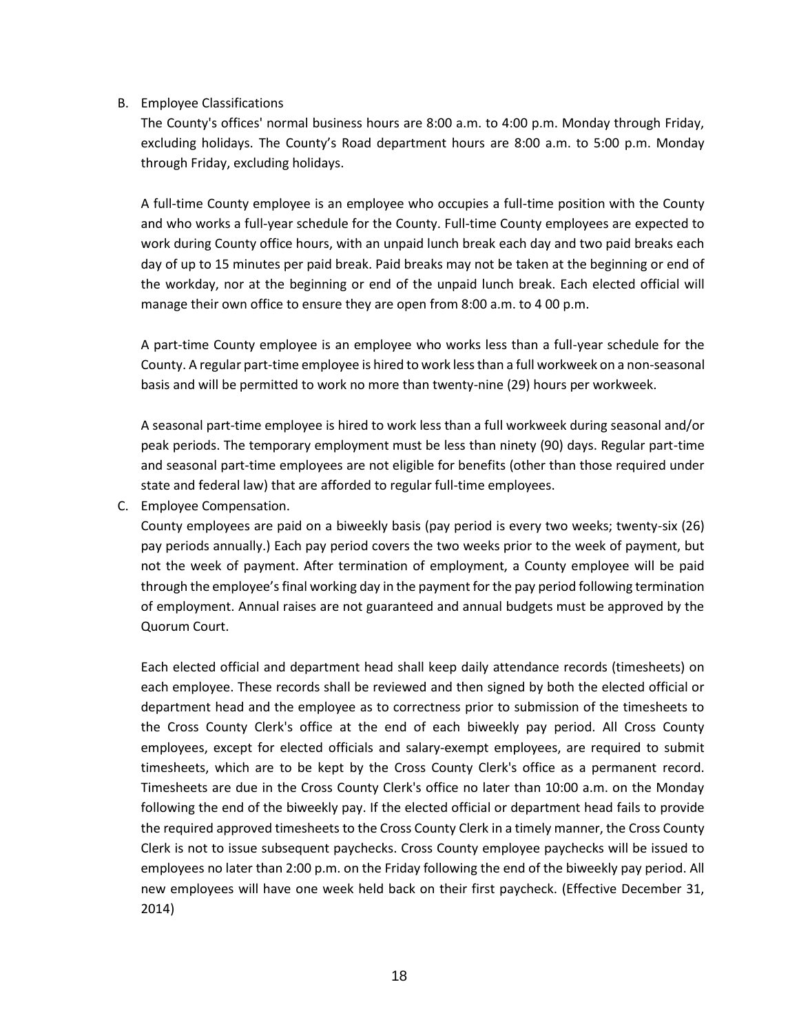B. Employee Classifications

The County's offices' normal business hours are 8:00 a.m. to 4:00 p.m. Monday through Friday, excluding holidays. The County's Road department hours are 8:00 a.m. to 5:00 p.m. Monday through Friday, excluding holidays.

A full-time County employee is an employee who occupies a full-time position with the County and who works a full-year schedule for the County. Full-time County employees are expected to work during County office hours, with an unpaid lunch break each day and two paid breaks each day of up to 15 minutes per paid break. Paid breaks may not be taken at the beginning or end of the workday, nor at the beginning or end of the unpaid lunch break. Each elected official will manage their own office to ensure they are open from 8:00 a.m. to 4 00 p.m.

A part-time County employee is an employee who works less than a full-year schedule for the County. A regular part-time employee is hired to work less than a full workweek on a non-seasonal basis and will be permitted to work no more than twenty-nine (29) hours per workweek.

A seasonal part-time employee is hired to work less than a full workweek during seasonal and/or peak periods. The temporary employment must be less than ninety (90) days. Regular part-time and seasonal part-time employees are not eligible for benefits (other than those required under state and federal law) that are afforded to regular full-time employees.

C. Employee Compensation.

County employees are paid on a biweekly basis (pay period is every two weeks; twenty-six (26) pay periods annually.) Each pay period covers the two weeks prior to the week of payment, but not the week of payment. After termination of employment, a County employee will be paid through the employee's final working day in the payment for the pay period following termination of employment. Annual raises are not guaranteed and annual budgets must be approved by the Quorum Court.

Each elected official and department head shall keep daily attendance records (timesheets) on each employee. These records shall be reviewed and then signed by both the elected official or department head and the employee as to correctness prior to submission of the timesheets to the Cross County Clerk's office at the end of each biweekly pay period. All Cross County employees, except for elected officials and salary-exempt employees, are required to submit timesheets, which are to be kept by the Cross County Clerk's office as a permanent record. Timesheets are due in the Cross County Clerk's office no later than 10:00 a.m. on the Monday following the end of the biweekly pay. If the elected official or department head fails to provide the required approved timesheets to the Cross County Clerk in a timely manner, the Cross County Clerk is not to issue subsequent paychecks. Cross County employee paychecks will be issued to employees no later than 2:00 p.m. on the Friday following the end of the biweekly pay period. All new employees will have one week held back on their first paycheck. (Effective December 31, 2014)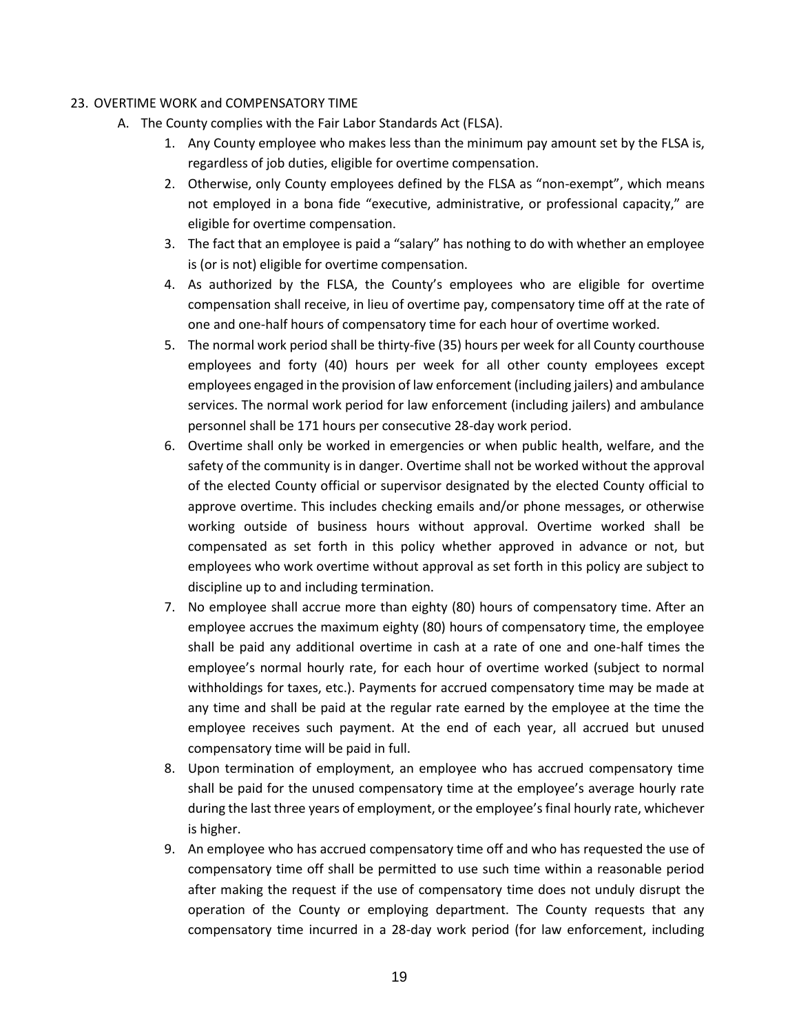23. OVERTIME WORK and COMPENSATORY TIME
    A. The County complies with the Fair Labor Standards Act (FLSA).
        1. Any County employee who makes less than the minimum pay amount set by the FLSA is, regardless of job duties, eligible for overtime compensation.
        2. Otherwise, only County employees defined by the FLSA as "non-exempt", which means not employed in a bona fide "executive, administrative, or professional capacity," are eligible for overtime compensation.
        3. The fact that an employee is paid a "salary" has nothing to do with whether an employee is (or is not) eligible for overtime compensation.
        4. As authorized by the FLSA, the County's employees who are eligible for overtime compensation shall receive, in lieu of overtime pay, compensatory time off at the rate of one and one-half hours of compensatory time for each hour of overtime worked.
        5. The normal work period shall be thirty-five (35) hours per week for all County courthouse employees and forty (40) hours per week for all other county employees except employees engaged in the provision of law enforcement (including jailers) and ambulance services. The normal work period for law enforcement (including jailers) and ambulance personnel shall be 171 hours per consecutive 28-day work period.
        6. Overtime shall only be worked in emergencies or when public health, welfare, and the safety of the community is in danger. Overtime shall not be worked without the approval of the elected County official or supervisor designated by the elected County official to approve overtime. This includes checking emails and/or phone messages, or otherwise working outside of business hours without approval. Overtime worked shall be compensated as set forth in this policy whether approved in advance or not, but employees who work overtime without approval as set forth in this policy are subject to discipline up to and including termination.
        7. No employee shall accrue more than eighty (80) hours of compensatory time. After an employee accrues the maximum eighty (80) hours of compensatory time, the employee shall be paid any additional overtime in cash at a rate of one and one-half times the employee's normal hourly rate, for each hour of overtime worked (subject to normal withholdings for taxes, etc.). Payments for accrued compensatory time may be made at any time and shall be paid at the regular rate earned by the employee at the time the employee receives such payment. At the end of each year, all accrued but unused compensatory time will be paid in full.
        8. Upon termination of employment, an employee who has accrued compensatory time shall be paid for the unused compensatory time at the employee's average hourly rate during the last three years of employment, or the employee's final hourly rate, whichever is higher.
        9. An employee who has accrued compensatory time off and who has requested the use of compensatory time off shall be permitted to use such time within a reasonable period after making the request if the use of compensatory time does not unduly disrupt the operation of the County or employing department. The County requests that any compensatory time incurred in a 28-day work period (for law enforcement, including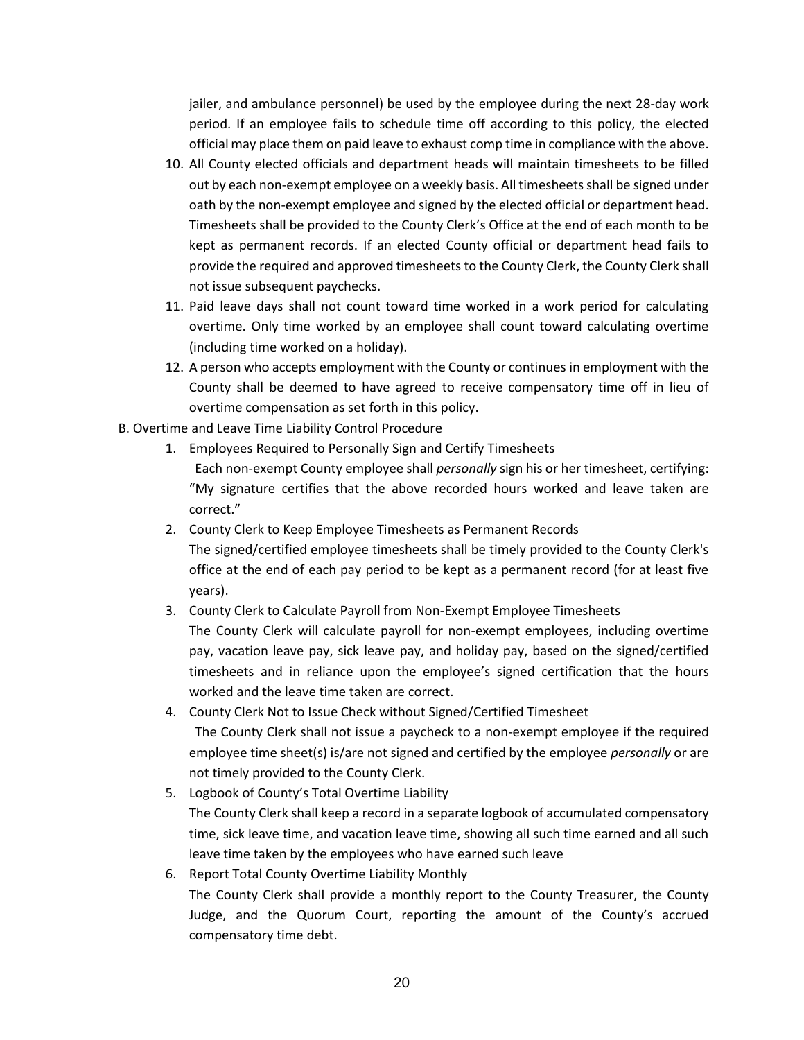jailer, and ambulance personnel) be used by the employee during the next 28-day work period. If an employee fails to schedule time off according to this policy, the elected official may place them on paid leave to exhaust comp time in compliance with the above.

10. All County elected officials and department heads will maintain timesheets to be filled out by each non-exempt employee on a weekly basis. All timesheets shall be signed under oath by the non-exempt employee and signed by the elected official or department head. Timesheets shall be provided to the County Clerk's Office at the end of each month to be kept as permanent records. If an elected County official or department head fails to provide the required and approved timesheets to the County Clerk, the County Clerk shall not issue subsequent paychecks.
11. Paid leave days shall not count toward time worked in a work period for calculating overtime. Only time worked by an employee shall count toward calculating overtime (including time worked on a holiday).
12. A person who accepts employment with the County or continues in employment with the County shall be deemed to have agreed to receive compensatory time off in lieu of overtime compensation as set forth in this policy.

B. Overtime and Leave Time Liability Control Procedure

1. Employees Required to Personally Sign and Certify Timesheets
   Each non-exempt County employee shall *personally* sign his or her timesheet, certifying: "My signature certifies that the above recorded hours worked and leave taken are correct."
2. County Clerk to Keep Employee Timesheets as Permanent Records
   The signed/certified employee timesheets shall be timely provided to the County Clerk's office at the end of each pay period to be kept as a permanent record (for at least five years).
3. County Clerk to Calculate Payroll from Non-Exempt Employee Timesheets
   The County Clerk will calculate payroll for non-exempt employees, including overtime pay, vacation leave pay, sick leave pay, and holiday pay, based on the signed/certified timesheets and in reliance upon the employee's signed certification that the hours worked and the leave time taken are correct.
4. County Clerk Not to Issue Check without Signed/Certified Timesheet
   The County Clerk shall not issue a paycheck to a non-exempt employee if the required employee time sheet(s) is/are not signed and certified by the employee *personally* or are not timely provided to the County Clerk.
5. Logbook of County's Total Overtime Liability
   The County Clerk shall keep a record in a separate logbook of accumulated compensatory time, sick leave time, and vacation leave time, showing all such time earned and all such leave time taken by the employees who have earned such leave
6. Report Total County Overtime Liability Monthly
   The County Clerk shall provide a monthly report to the County Treasurer, the County Judge, and the Quorum Court, reporting the amount of the County's accrued compensatory time debt.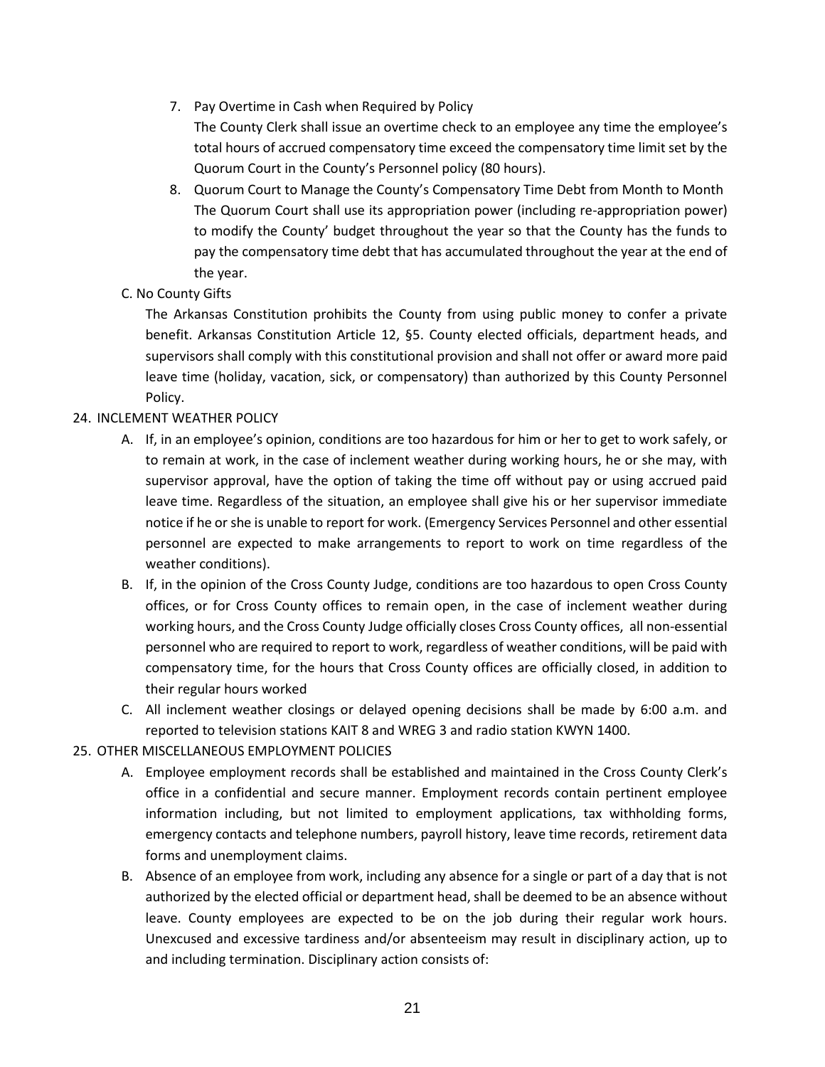7. Pay Overtime in Cash when Required by Policy

   The County Clerk shall issue an overtime check to an employee any time the employee's total hours of accrued compensatory time exceed the compensatory time limit set by the Quorum Court in the County's Personnel policy (80 hours).

8. Quorum Court to Manage the County's Compensatory Time Debt from Month to Month

   The Quorum Court shall use its appropriation power (including re-appropriation power) to modify the County' budget throughout the year so that the County has the funds to pay the compensatory time debt that has accumulated throughout the year at the end of the year.

C. No County Gifts

The Arkansas Constitution prohibits the County from using public money to confer a private benefit. Arkansas Constitution Article 12, §5. County elected officials, department heads, and supervisors shall comply with this constitutional provision and shall not offer or award more paid leave time (holiday, vacation, sick, or compensatory) than authorized by this County Personnel Policy.

24. INCLEMENT WEATHER POLICY

   A. If, in an employee's opinion, conditions are too hazardous for him or her to get to work safely, or to remain at work, in the case of inclement weather during working hours, he or she may, with supervisor approval, have the option of taking the time off without pay or using accrued paid leave time. Regardless of the situation, an employee shall give his or her supervisor immediate notice if he or she is unable to report for work. (Emergency Services Personnel and other essential personnel are expected to make arrangements to report to work on time regardless of the weather conditions).

   B. If, in the opinion of the Cross County Judge, conditions are too hazardous to open Cross County offices, or for Cross County offices to remain open, in the case of inclement weather during working hours, and the Cross County Judge officially closes Cross County offices, all non-essential personnel who are required to report to work, regardless of weather conditions, will be paid with compensatory time, for the hours that Cross County offices are officially closed, in addition to their regular hours worked

   C. All inclement weather closings or delayed opening decisions shall be made by 6:00 a.m. and reported to television stations KAIT 8 and WREG 3 and radio station KWYN 1400.

25. OTHER MISCELLANEOUS EMPLOYMENT POLICIES

   A. Employee employment records shall be established and maintained in the Cross County Clerk's office in a confidential and secure manner. Employment records contain pertinent employee information including, but not limited to employment applications, tax withholding forms, emergency contacts and telephone numbers, payroll history, leave time records, retirement data forms and unemployment claims.

   B. Absence of an employee from work, including any absence for a single or part of a day that is not authorized by the elected official or department head, shall be deemed to be an absence without leave. County employees are expected to be on the job during their regular work hours. Unexcused and excessive tardiness and/or absenteeism may result in disciplinary action, up to and including termination. Disciplinary action consists of: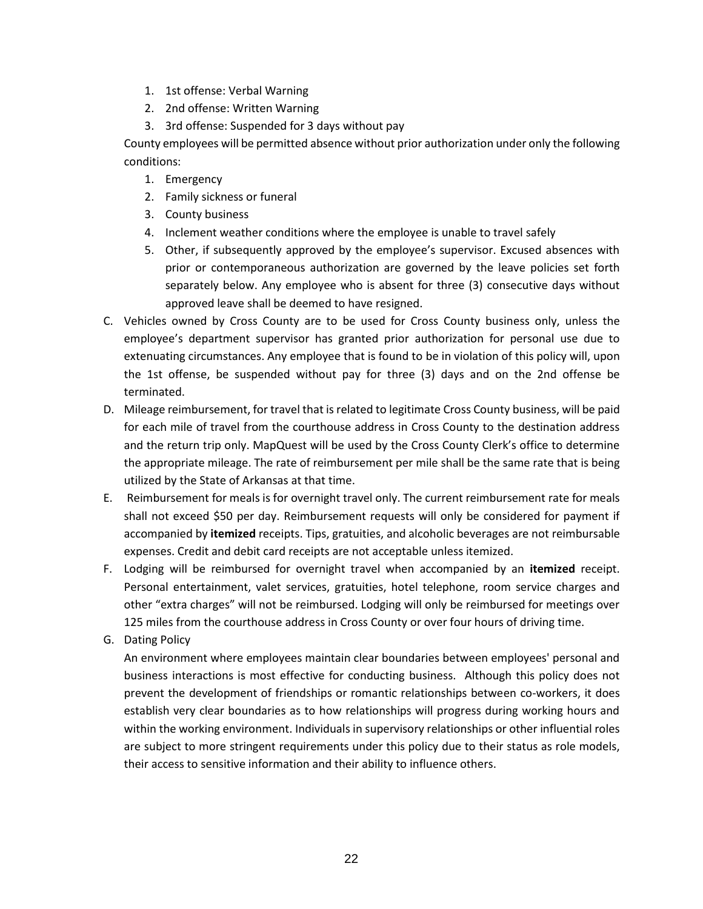1. 1st offense: Verbal Warning
2. 2nd offense: Written Warning
3. 3rd offense: Suspended for 3 days without pay

County employees will be permitted absence without prior authorization under only the following conditions:

1. Emergency
2. Family sickness or funeral
3. County business
4. Inclement weather conditions where the employee is unable to travel safely
5. Other, if subsequently approved by the employee's supervisor. Excused absences with prior or contemporaneous authorization are governed by the leave policies set forth separately below. Any employee who is absent for three (3) consecutive days without approved leave shall be deemed to have resigned.

C. Vehicles owned by Cross County are to be used for Cross County business only, unless the employee's department supervisor has granted prior authorization for personal use due to extenuating circumstances. Any employee that is found to be in violation of this policy will, upon the 1st offense, be suspended without pay for three (3) days and on the 2nd offense be terminated.

D. Mileage reimbursement, for travel that is related to legitimate Cross County business, will be paid for each mile of travel from the courthouse address in Cross County to the destination address and the return trip only. MapQuest will be used by the Cross County Clerk's office to determine the appropriate mileage. The rate of reimbursement per mile shall be the same rate that is being utilized by the State of Arkansas at that time.

E. Reimbursement for meals is for overnight travel only. The current reimbursement rate for meals shall not exceed $50 per day. Reimbursement requests will only be considered for payment if accompanied by **itemized** receipts. Tips, gratuities, and alcoholic beverages are not reimbursable expenses. Credit and debit card receipts are not acceptable unless itemized.

F. Lodging will be reimbursed for overnight travel when accompanied by an **itemized** receipt. Personal entertainment, valet services, gratuities, hotel telephone, room service charges and other "extra charges" will not be reimbursed. Lodging will only be reimbursed for meetings over 125 miles from the courthouse address in Cross County or over four hours of driving time.

G. Dating Policy

An environment where employees maintain clear boundaries between employees' personal and business interactions is most effective for conducting business. Although this policy does not prevent the development of friendships or romantic relationships between co-workers, it does establish very clear boundaries as to how relationships will progress during working hours and within the working environment. Individuals in supervisory relationships or other influential roles are subject to more stringent requirements under this policy due to their status as role models, their access to sensitive information and their ability to influence others.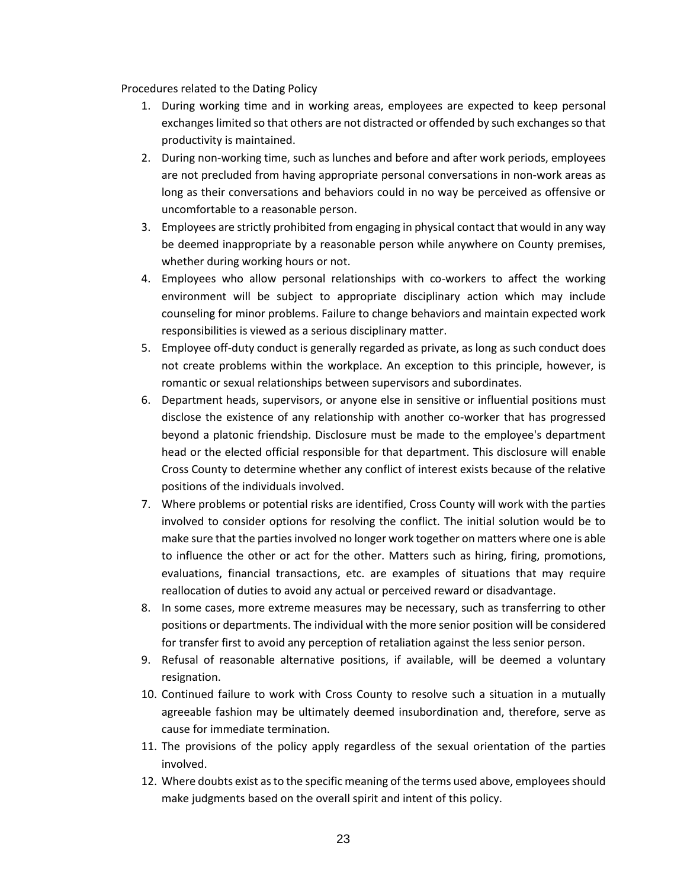Procedures related to the Dating Policy

1. During working time and in working areas, employees are expected to keep personal exchanges limited so that others are not distracted or offended by such exchanges so that productivity is maintained.
2. During non-working time, such as lunches and before and after work periods, employees are not precluded from having appropriate personal conversations in non-work areas as long as their conversations and behaviors could in no way be perceived as offensive or uncomfortable to a reasonable person.
3. Employees are strictly prohibited from engaging in physical contact that would in any way be deemed inappropriate by a reasonable person while anywhere on County premises, whether during working hours or not.
4. Employees who allow personal relationships with co-workers to affect the working environment will be subject to appropriate disciplinary action which may include counseling for minor problems. Failure to change behaviors and maintain expected work responsibilities is viewed as a serious disciplinary matter.
5. Employee off-duty conduct is generally regarded as private, as long as such conduct does not create problems within the workplace. An exception to this principle, however, is romantic or sexual relationships between supervisors and subordinates.
6. Department heads, supervisors, or anyone else in sensitive or influential positions must disclose the existence of any relationship with another co-worker that has progressed beyond a platonic friendship. Disclosure must be made to the employee's department head or the elected official responsible for that department. This disclosure will enable Cross County to determine whether any conflict of interest exists because of the relative positions of the individuals involved.
7. Where problems or potential risks are identified, Cross County will work with the parties involved to consider options for resolving the conflict. The initial solution would be to make sure that the parties involved no longer work together on matters where one is able to influence the other or act for the other. Matters such as hiring, firing, promotions, evaluations, financial transactions, etc. are examples of situations that may require reallocation of duties to avoid any actual or perceived reward or disadvantage.
8. In some cases, more extreme measures may be necessary, such as transferring to other positions or departments. The individual with the more senior position will be considered for transfer first to avoid any perception of retaliation against the less senior person.
9. Refusal of reasonable alternative positions, if available, will be deemed a voluntary resignation.
10. Continued failure to work with Cross County to resolve such a situation in a mutually agreeable fashion may be ultimately deemed insubordination and, therefore, serve as cause for immediate termination.
11. The provisions of the policy apply regardless of the sexual orientation of the parties involved.
12. Where doubts exist as to the specific meaning of the terms used above, employees should make judgments based on the overall spirit and intent of this policy.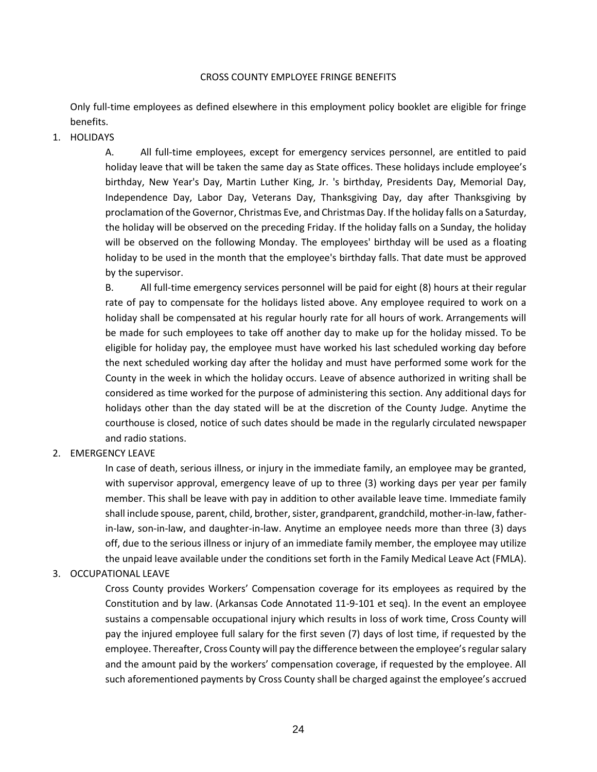# CROSS COUNTY EMPLOYEE FRINGE BENEFITS

Only full-time employees as defined elsewhere in this employment policy booklet are eligible for fringe benefits.

1. HOLIDAYS

   A. All full-time employees, except for emergency services personnel, are entitled to paid holiday leave that will be taken the same day as State offices. These holidays include employee's birthday, New Year's Day, Martin Luther King, Jr. 's birthday, Presidents Day, Memorial Day, Independence Day, Labor Day, Veterans Day, Thanksgiving Day, day after Thanksgiving by proclamation of the Governor, Christmas Eve, and Christmas Day. If the holiday falls on a Saturday, the holiday will be observed on the preceding Friday. If the holiday falls on a Sunday, the holiday will be observed on the following Monday. The employees' birthday will be used as a floating holiday to be used in the month that the employee's birthday falls. That date must be approved by the supervisor.

   B. All full-time emergency services personnel will be paid for eight (8) hours at their regular rate of pay to compensate for the holidays listed above. Any employee required to work on a holiday shall be compensated at his regular hourly rate for all hours of work. Arrangements will be made for such employees to take off another day to make up for the holiday missed. To be eligible for holiday pay, the employee must have worked his last scheduled working day before the next scheduled working day after the holiday and must have performed some work for the County in the week in which the holiday occurs. Leave of absence authorized in writing shall be considered as time worked for the purpose of administering this section. Any additional days for holidays other than the day stated will be at the discretion of the County Judge. Anytime the courthouse is closed, notice of such dates should be made in the regularly circulated newspaper and radio stations.

2. EMERGENCY LEAVE

   In case of death, serious illness, or injury in the immediate family, an employee may be granted, with supervisor approval, emergency leave of up to three (3) working days per year per family member. This shall be leave with pay in addition to other available leave time. Immediate family shall include spouse, parent, child, brother, sister, grandparent, grandchild, mother-in-law, father-in-law, son-in-law, and daughter-in-law. Anytime an employee needs more than three (3) days off, due to the serious illness or injury of an immediate family member, the employee may utilize the unpaid leave available under the conditions set forth in the Family Medical Leave Act (FMLA).

3. OCCUPATIONAL LEAVE

   Cross County provides Workers' Compensation coverage for its employees as required by the Constitution and by law. (Arkansas Code Annotated 11-9-101 et seq). In the event an employee sustains a compensable occupational injury which results in loss of work time, Cross County will pay the injured employee full salary for the first seven (7) days of lost time, if requested by the employee. Thereafter, Cross County will pay the difference between the employee's regular salary and the amount paid by the workers' compensation coverage, if requested by the employee. All such aforementioned payments by Cross County shall be charged against the employee's accrued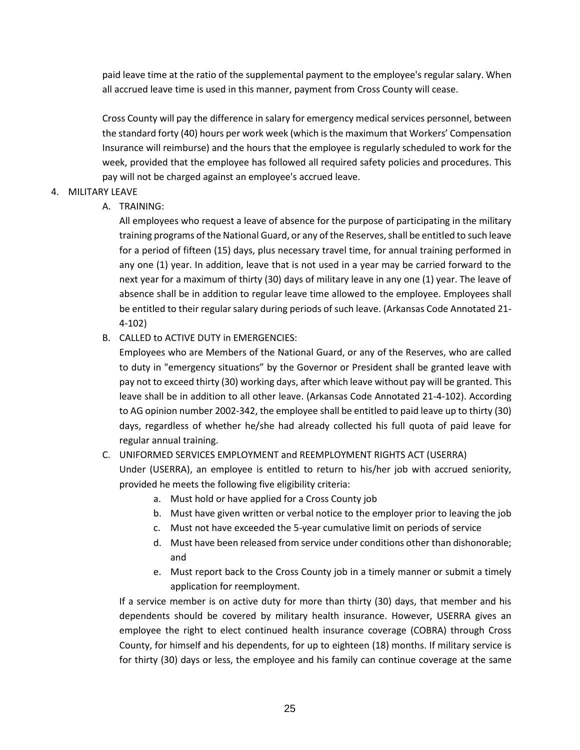paid leave time at the ratio of the supplemental payment to the employee's regular salary. When all accrued leave time is used in this manner, payment from Cross County will cease.

Cross County will pay the difference in salary for emergency medical services personnel, between the standard forty (40) hours per work week (which is the maximum that Workers' Compensation Insurance will reimburse) and the hours that the employee is regularly scheduled to work for the week, provided that the employee has followed all required safety policies and procedures. This pay will not be charged against an employee's accrued leave.

4. MILITARY LEAVE

   A. TRAINING:

      All employees who request a leave of absence for the purpose of participating in the military training programs of the National Guard, or any of the Reserves, shall be entitled to such leave for a period of fifteen (15) days, plus necessary travel time, for annual training performed in any one (1) year. In addition, leave that is not used in a year may be carried forward to the next year for a maximum of thirty (30) days of military leave in any one (1) year. The leave of absence shall be in addition to regular leave time allowed to the employee. Employees shall be entitled to their regular salary during periods of such leave. (Arkansas Code Annotated 21-4-102)

   B. CALLED to ACTIVE DUTY in EMERGENCIES:

      Employees who are Members of the National Guard, or any of the Reserves, who are called to duty in "emergency situations" by the Governor or President shall be granted leave with pay not to exceed thirty (30) working days, after which leave without pay will be granted. This leave shall be in addition to all other leave. (Arkansas Code Annotated 21-4-102). According to AG opinion number 2002-342, the employee shall be entitled to paid leave up to thirty (30) days, regardless of whether he/she had already collected his full quota of paid leave for regular annual training.

   C. UNIFORMED SERVICES EMPLOYMENT and REEMPLOYMENT RIGHTS ACT (USERRA)

      Under (USERRA), an employee is entitled to return to his/her job with accrued seniority, provided he meets the following five eligibility criteria:

      a. Must hold or have applied for a Cross County job
      b. Must have given written or verbal notice to the employer prior to leaving the job
      c. Must not have exceeded the 5-year cumulative limit on periods of service
      d. Must have been released from service under conditions other than dishonorable; and
      e. Must report back to the Cross County job in a timely manner or submit a timely application for reemployment.

      If a service member is on active duty for more than thirty (30) days, that member and his dependents should be covered by military health insurance. However, USERRA gives an employee the right to elect continued health insurance coverage (COBRA) through Cross County, for himself and his dependents, for up to eighteen (18) months. If military service is for thirty (30) days or less, the employee and his family can continue coverage at the same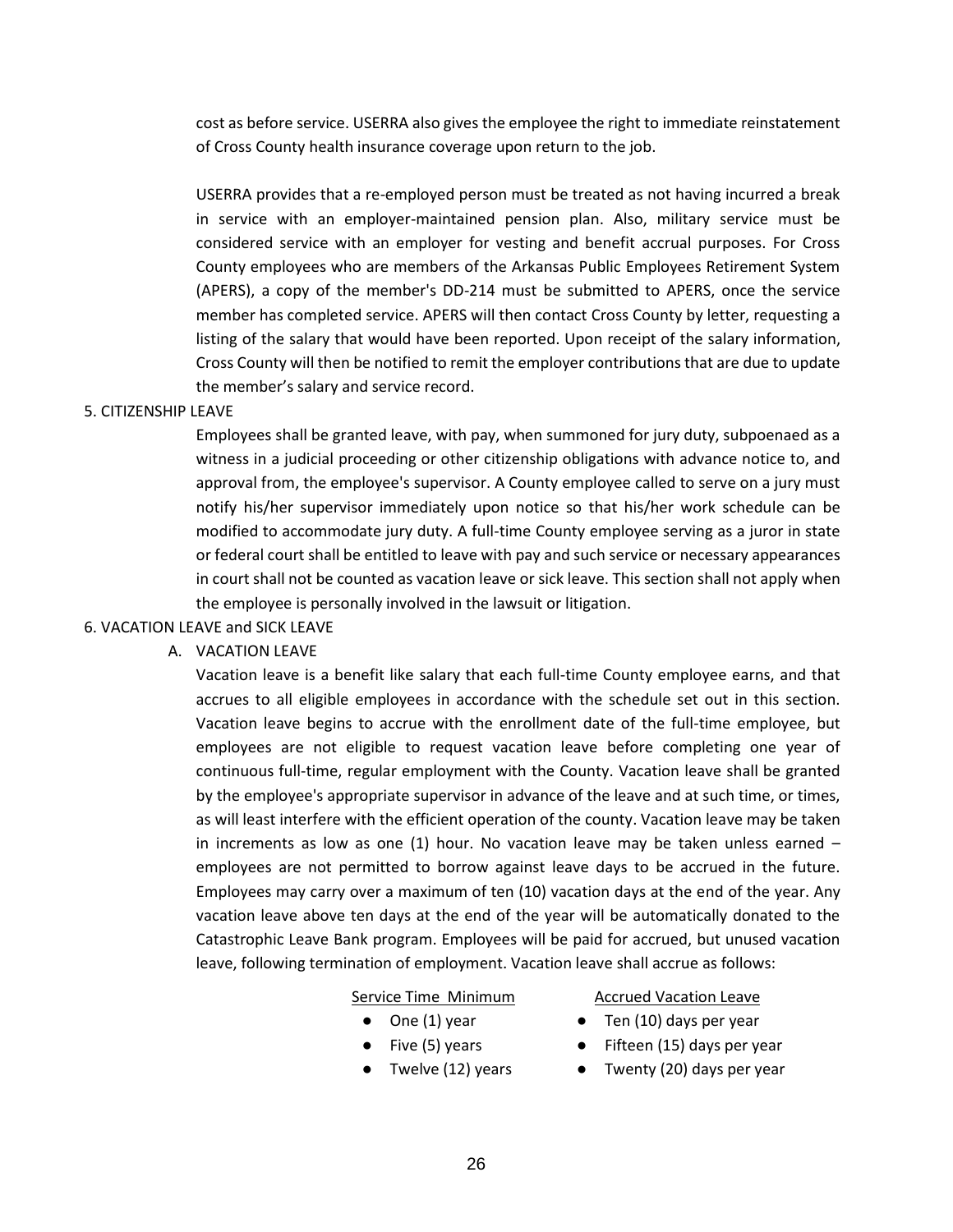cost as before service. USERRA also gives the employee the right to immediate reinstatement of Cross County health insurance coverage upon return to the job.

USERRA provides that a re-employed person must be treated as not having incurred a break in service with an employer-maintained pension plan. Also, military service must be considered service with an employer for vesting and benefit accrual purposes. For Cross County employees who are members of the Arkansas Public Employees Retirement System (APERS), a copy of the member's DD-214 must be submitted to APERS, once the service member has completed service. APERS will then contact Cross County by letter, requesting a listing of the salary that would have been reported. Upon receipt of the salary information, Cross County will then be notified to remit the employer contributions that are due to update the member's salary and service record.

5. CITIZENSHIP LEAVE

Employees shall be granted leave, with pay, when summoned for jury duty, subpoenaed as a witness in a judicial proceeding or other citizenship obligations with advance notice to, and approval from, the employee's supervisor. A County employee called to serve on a jury must notify his/her supervisor immediately upon notice so that his/her work schedule can be modified to accommodate jury duty. A full-time County employee serving as a juror in state or federal court shall be entitled to leave with pay and such service or necessary appearances in court shall not be counted as vacation leave or sick leave. This section shall not apply when the employee is personally involved in the lawsuit or litigation.

6. VACATION LEAVE and SICK LEAVE

A. VACATION LEAVE

Vacation leave is a benefit like salary that each full-time County employee earns, and that accrues to all eligible employees in accordance with the schedule set out in this section. Vacation leave begins to accrue with the enrollment date of the full-time employee, but employees are not eligible to request vacation leave before completing one year of continuous full-time, regular employment with the County. Vacation leave shall be granted by the employee's appropriate supervisor in advance of the leave and at such time, or times, as will least interfere with the efficient operation of the county. Vacation leave may be taken in increments as low as one (1) hour. No vacation leave may be taken unless earned – employees are not permitted to borrow against leave days to be accrued in the future. Employees may carry over a maximum of ten (10) vacation days at the end of the year. Any vacation leave above ten days at the end of the year will be automatically donated to the Catastrophic Leave Bank program. Employees will be paid for accrued, but unused vacation leave, following termination of employment. Vacation leave shall accrue as follows:

| Service Time Minimum | Accrued Vacation Leave |
|---|---|
| ● One (1) year | ● Ten (10) days per year |
| ● Five (5) years | ● Fifteen (15) days per year |
| ● Twelve (12) years | ● Twenty (20) days per year |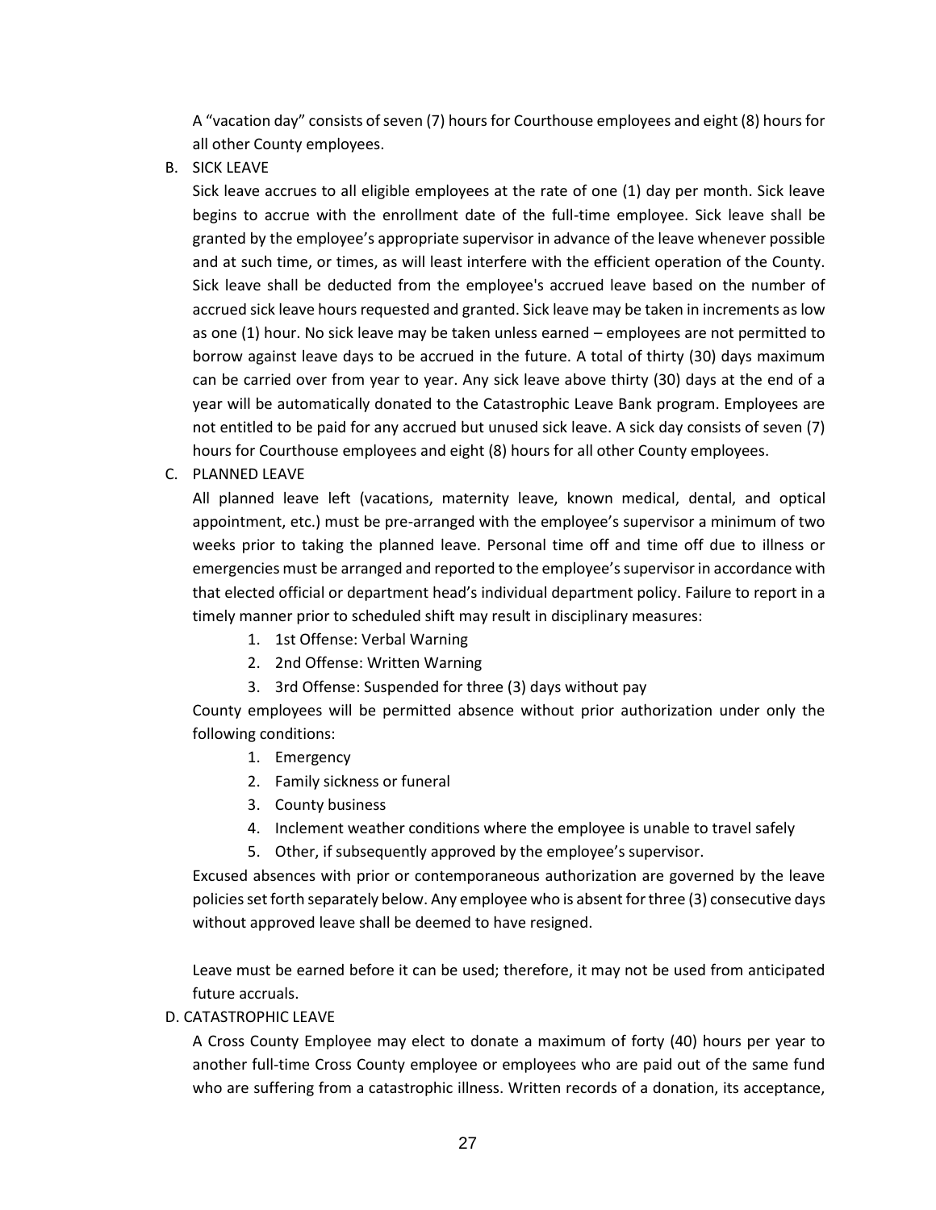A "vacation day" consists of seven (7) hours for Courthouse employees and eight (8) hours for all other County employees.

B. SICK LEAVE

Sick leave accrues to all eligible employees at the rate of one (1) day per month. Sick leave begins to accrue with the enrollment date of the full-time employee. Sick leave shall be granted by the employee's appropriate supervisor in advance of the leave whenever possible and at such time, or times, as will least interfere with the efficient operation of the County. Sick leave shall be deducted from the employee's accrued leave based on the number of accrued sick leave hours requested and granted. Sick leave may be taken in increments as low as one (1) hour. No sick leave may be taken unless earned – employees are not permitted to borrow against leave days to be accrued in the future. A total of thirty (30) days maximum can be carried over from year to year. Any sick leave above thirty (30) days at the end of a year will be automatically donated to the Catastrophic Leave Bank program. Employees are not entitled to be paid for any accrued but unused sick leave. A sick day consists of seven (7) hours for Courthouse employees and eight (8) hours for all other County employees.

C. PLANNED LEAVE

All planned leave left (vacations, maternity leave, known medical, dental, and optical appointment, etc.) must be pre-arranged with the employee's supervisor a minimum of two weeks prior to taking the planned leave. Personal time off and time off due to illness or emergencies must be arranged and reported to the employee's supervisor in accordance with that elected official or department head's individual department policy. Failure to report in a timely manner prior to scheduled shift may result in disciplinary measures:

1. 1st Offense: Verbal Warning
2. 2nd Offense: Written Warning
3. 3rd Offense: Suspended for three (3) days without pay

County employees will be permitted absence without prior authorization under only the following conditions:

1. Emergency
2. Family sickness or funeral
3. County business
4. Inclement weather conditions where the employee is unable to travel safely
5. Other, if subsequently approved by the employee's supervisor.

Excused absences with prior or contemporaneous authorization are governed by the leave policies set forth separately below. Any employee who is absent for three (3) consecutive days without approved leave shall be deemed to have resigned.

Leave must be earned before it can be used; therefore, it may not be used from anticipated future accruals.

D. CATASTROPHIC LEAVE

A Cross County Employee may elect to donate a maximum of forty (40) hours per year to another full-time Cross County employee or employees who are paid out of the same fund who are suffering from a catastrophic illness. Written records of a donation, its acceptance,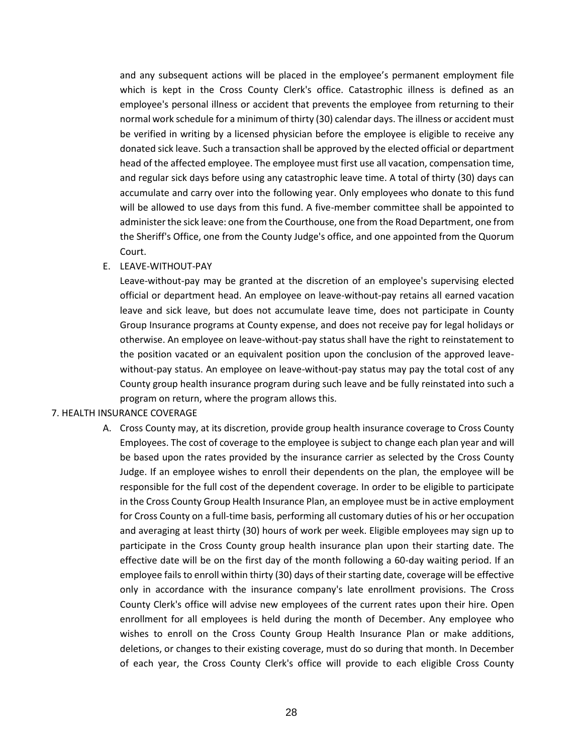and any subsequent actions will be placed in the employee's permanent employment file which is kept in the Cross County Clerk's office. Catastrophic illness is defined as an employee's personal illness or accident that prevents the employee from returning to their normal work schedule for a minimum of thirty (30) calendar days. The illness or accident must be verified in writing by a licensed physician before the employee is eligible to receive any donated sick leave. Such a transaction shall be approved by the elected official or department head of the affected employee. The employee must first use all vacation, compensation time, and regular sick days before using any catastrophic leave time. A total of thirty (30) days can accumulate and carry over into the following year. Only employees who donate to this fund will be allowed to use days from this fund. A five-member committee shall be appointed to administer the sick leave: one from the Courthouse, one from the Road Department, one from the Sheriff's Office, one from the County Judge's office, and one appointed from the Quorum Court.

E. LEAVE-WITHOUT-PAY

Leave-without-pay may be granted at the discretion of an employee's supervising elected official or department head. An employee on leave-without-pay retains all earned vacation leave and sick leave, but does not accumulate leave time, does not participate in County Group Insurance programs at County expense, and does not receive pay for legal holidays or otherwise. An employee on leave-without-pay status shall have the right to reinstatement to the position vacated or an equivalent position upon the conclusion of the approved leave-without-pay status. An employee on leave-without-pay status may pay the total cost of any County group health insurance program during such leave and be fully reinstated into such a program on return, where the program allows this.

7. HEALTH INSURANCE COVERAGE

A. Cross County may, at its discretion, provide group health insurance coverage to Cross County Employees. The cost of coverage to the employee is subject to change each plan year and will be based upon the rates provided by the insurance carrier as selected by the Cross County Judge. If an employee wishes to enroll their dependents on the plan, the employee will be responsible for the full cost of the dependent coverage. In order to be eligible to participate in the Cross County Group Health Insurance Plan, an employee must be in active employment for Cross County on a full-time basis, performing all customary duties of his or her occupation and averaging at least thirty (30) hours of work per week. Eligible employees may sign up to participate in the Cross County group health insurance plan upon their starting date. The effective date will be on the first day of the month following a 60-day waiting period. If an employee fails to enroll within thirty (30) days of their starting date, coverage will be effective only in accordance with the insurance company's late enrollment provisions. The Cross County Clerk's office will advise new employees of the current rates upon their hire. Open enrollment for all employees is held during the month of December. Any employee who wishes to enroll on the Cross County Group Health Insurance Plan or make additions, deletions, or changes to their existing coverage, must do so during that month. In December of each year, the Cross County Clerk's office will provide to each eligible Cross County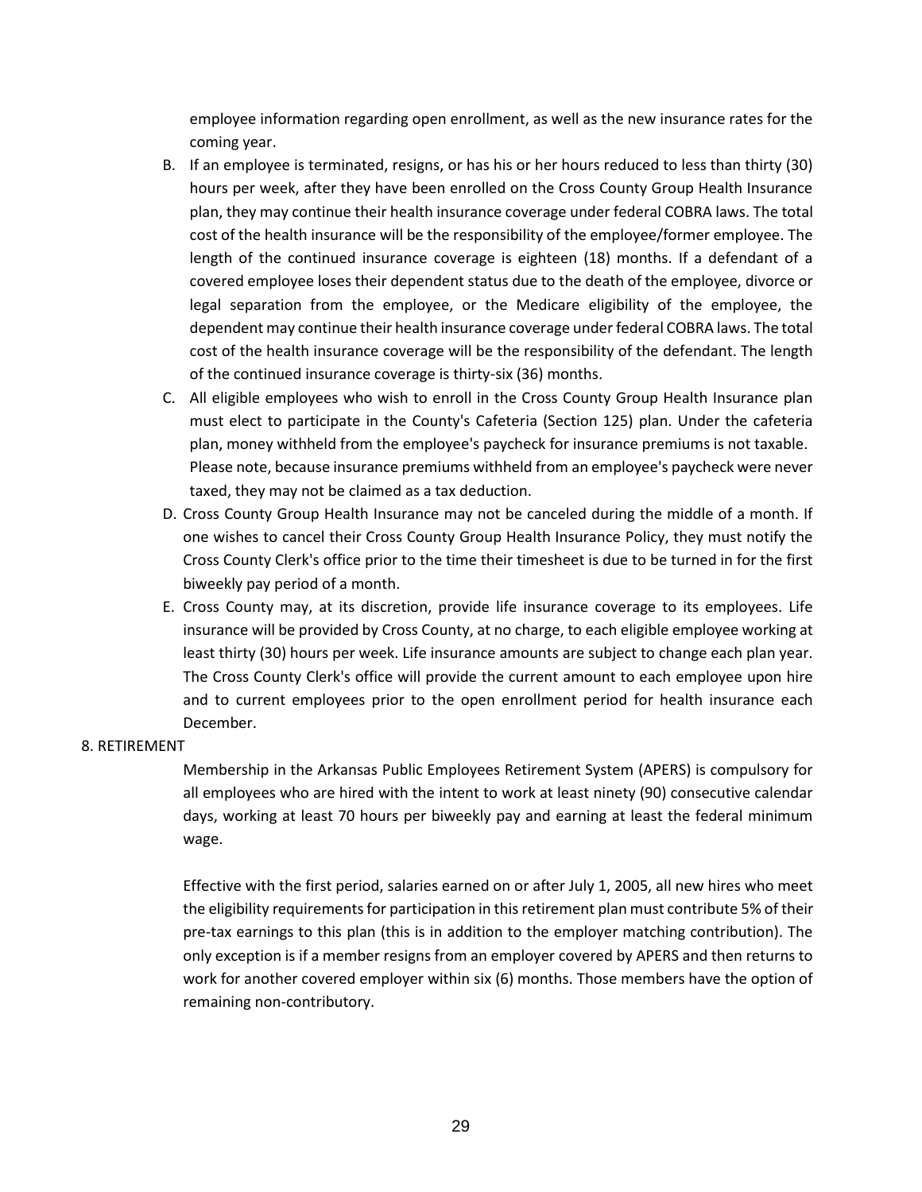employee information regarding open enrollment, as well as the new insurance rates for the coming year.

B. If an employee is terminated, resigns, or has his or her hours reduced to less than thirty (30) hours per week, after they have been enrolled on the Cross County Group Health Insurance plan, they may continue their health insurance coverage under federal COBRA laws. The total cost of the health insurance will be the responsibility of the employee/former employee. The length of the continued insurance coverage is eighteen (18) months. If a defendant of a covered employee loses their dependent status due to the death of the employee, divorce or legal separation from the employee, or the Medicare eligibility of the employee, the dependent may continue their health insurance coverage under federal COBRA laws. The total cost of the health insurance coverage will be the responsibility of the defendant. The length of the continued insurance coverage is thirty-six (36) months.

C. All eligible employees who wish to enroll in the Cross County Group Health Insurance plan must elect to participate in the County's Cafeteria (Section 125) plan. Under the cafeteria plan, money withheld from the employee's paycheck for insurance premiums is not taxable. Please note, because insurance premiums withheld from an employee's paycheck were never taxed, they may not be claimed as a tax deduction.

D. Cross County Group Health Insurance may not be canceled during the middle of a month. If one wishes to cancel their Cross County Group Health Insurance Policy, they must notify the Cross County Clerk's office prior to the time their timesheet is due to be turned in for the first biweekly pay period of a month.

E. Cross County may, at its discretion, provide life insurance coverage to its employees. Life insurance will be provided by Cross County, at no charge, to each eligible employee working at least thirty (30) hours per week. Life insurance amounts are subject to change each plan year. The Cross County Clerk's office will provide the current amount to each employee upon hire and to current employees prior to the open enrollment period for health insurance each December.

8. RETIREMENT

Membership in the Arkansas Public Employees Retirement System (APERS) is compulsory for all employees who are hired with the intent to work at least ninety (90) consecutive calendar days, working at least 70 hours per biweekly pay and earning at least the federal minimum wage.

Effective with the first period, salaries earned on or after July 1, 2005, all new hires who meet the eligibility requirements for participation in this retirement plan must contribute 5% of their pre-tax earnings to this plan (this is in addition to the employer matching contribution). The only exception is if a member resigns from an employer covered by APERS and then returns to work for another covered employer within six (6) months. Those members have the option of remaining non-contributory.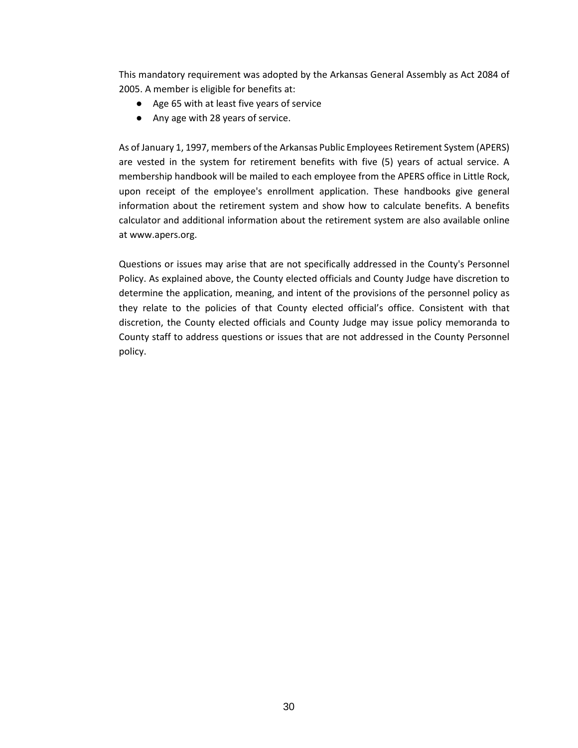This mandatory requirement was adopted by the Arkansas General Assembly as Act 2084 of 2005. A member is eligible for benefits at:

- Age 65 with at least five years of service
- Any age with 28 years of service.

As of January 1, 1997, members of the Arkansas Public Employees Retirement System (APERS) are vested in the system for retirement benefits with five (5) years of actual service. A membership handbook will be mailed to each employee from the APERS office in Little Rock, upon receipt of the employee's enrollment application. These handbooks give general information about the retirement system and show how to calculate benefits. A benefits calculator and additional information about the retirement system are also available online at www.apers.org.

Questions or issues may arise that are not specifically addressed in the County's Personnel Policy. As explained above, the County elected officials and County Judge have discretion to determine the application, meaning, and intent of the provisions of the personnel policy as they relate to the policies of that County elected official's office. Consistent with that discretion, the County elected officials and County Judge may issue policy memoranda to County staff to address questions or issues that are not addressed in the County Personnel policy.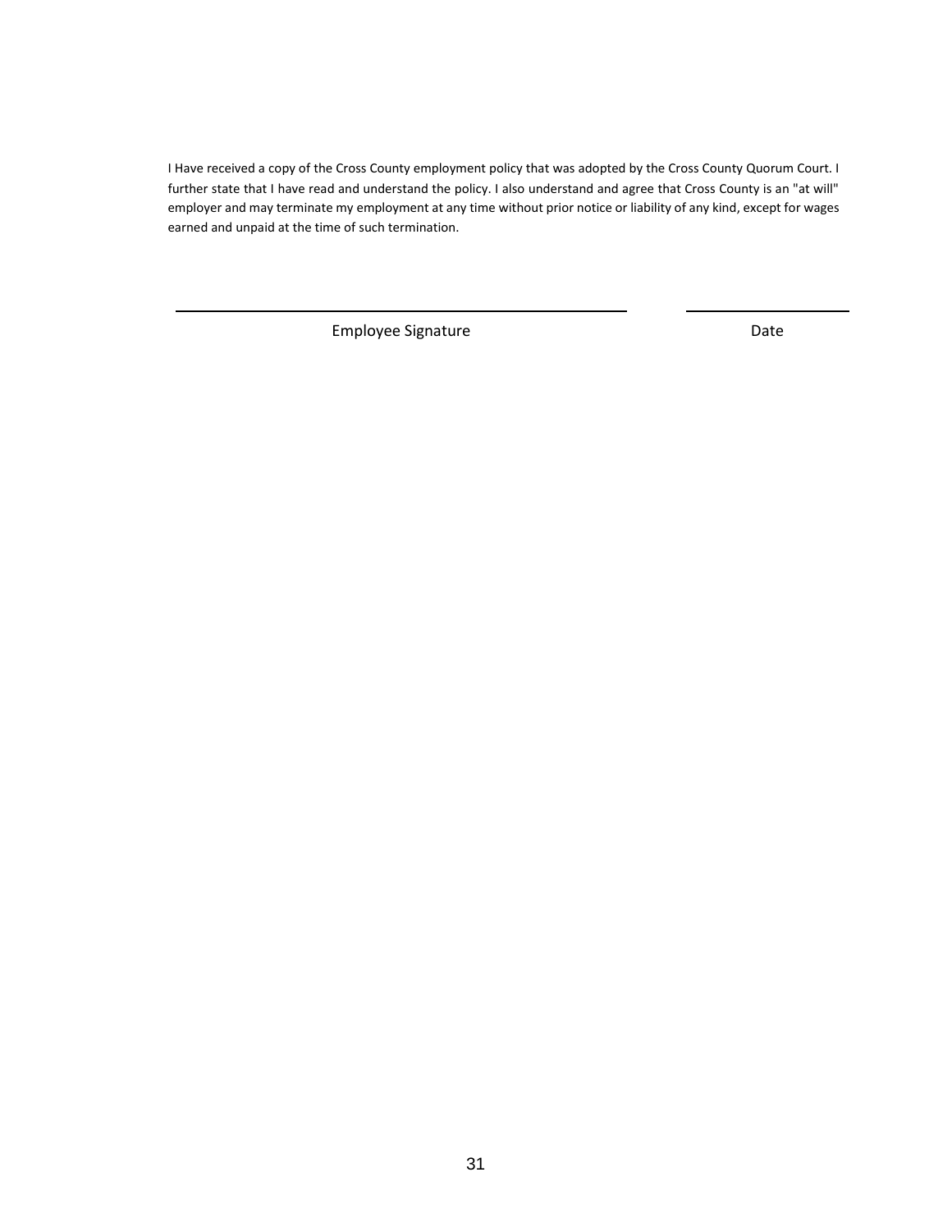I Have received a copy of the Cross County employment policy that was adopted by the Cross County Quorum Court. I further state that I have read and understand the policy. I also understand and agree that Cross County is an "at will" employer and may terminate my employment at any time without prior notice or liability of any kind, except for wages earned and unpaid at the time of such termination.

\_\_\_\_\_\_\_\_\_\_\_\_\_\_\_\_\_\_\_\_\_\_\_\_\_\_\_\_\_\_\_\_\_\_\_\_\_\_\_\_ \_\_\_\_\_\_\_\_\_\_\_\_\_\_\_\_

Employee Signature Date